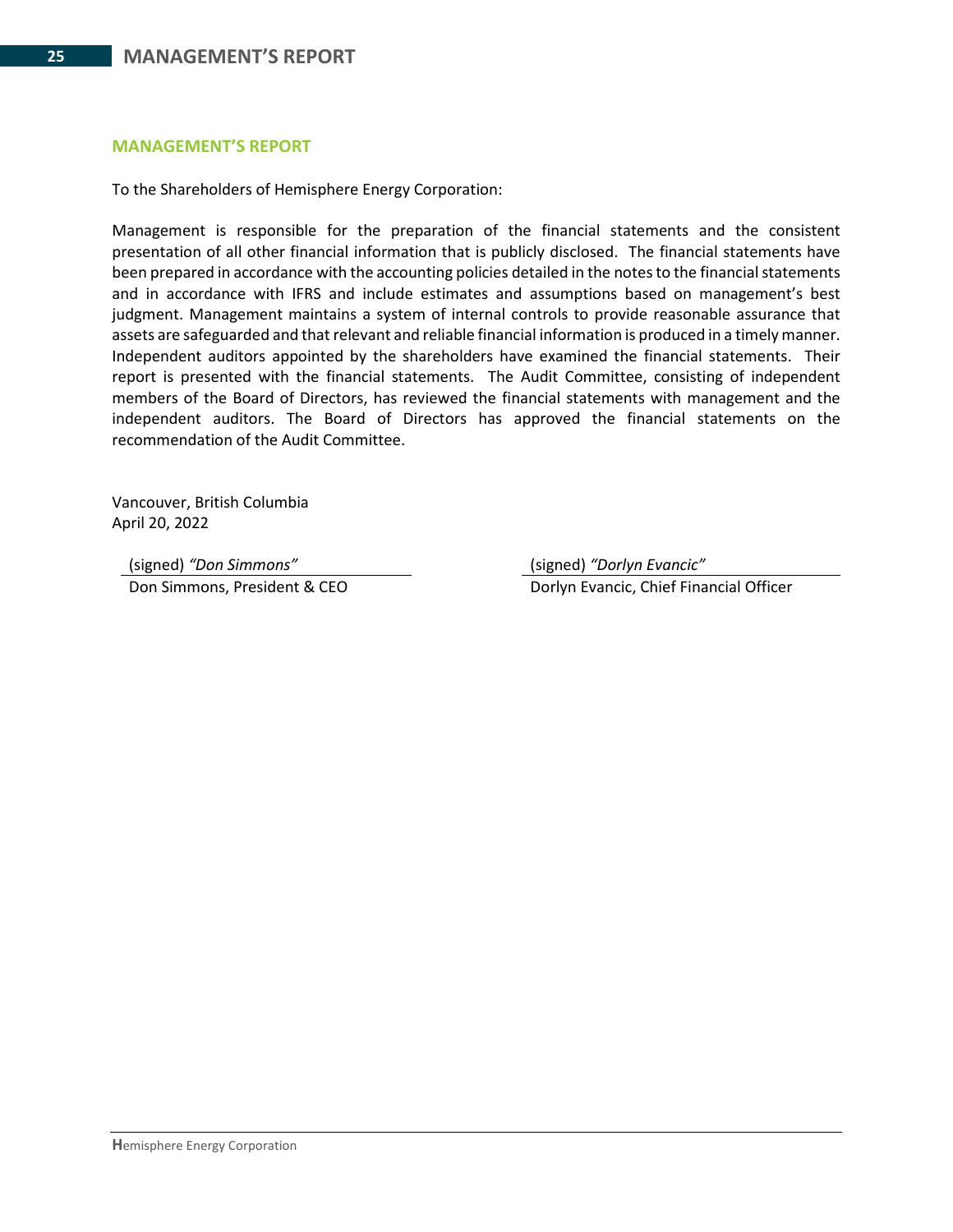## MANAGEMENT'S REPORT

To the Shareholders of Hemisphere Energy Corporation:

Management is responsible for the preparation of the financial statements and the consistent presentation of all other financial information that is publicly disclosed. The financial statements have been prepared in accordance with the accounting policies detailed in the notes to the financial statements and in accordance with IFRS and include estimates and assumptions based on management's best judgment. Management maintains a system of internal controls to provide reasonable assurance that assets are safeguarded and that relevant and reliable financial information is produced in a timely manner. Independent auditors appointed by the shareholders have examined the financial statements. Their report is presented with the financial statements. The Audit Committee, consisting of independent members of the Board of Directors, has reviewed the financial statements with management and the independent auditors. The Board of Directors has approved the financial statements on the recommendation of the Audit Committee.

Vancouver, British Columbia
April 20, 2022

(signed) *"Don Simmons"*
Don Simmons, President & CEO

(signed) *"Dorlyn Evancic"*
Dorlyn Evancic, Chief Financial Officer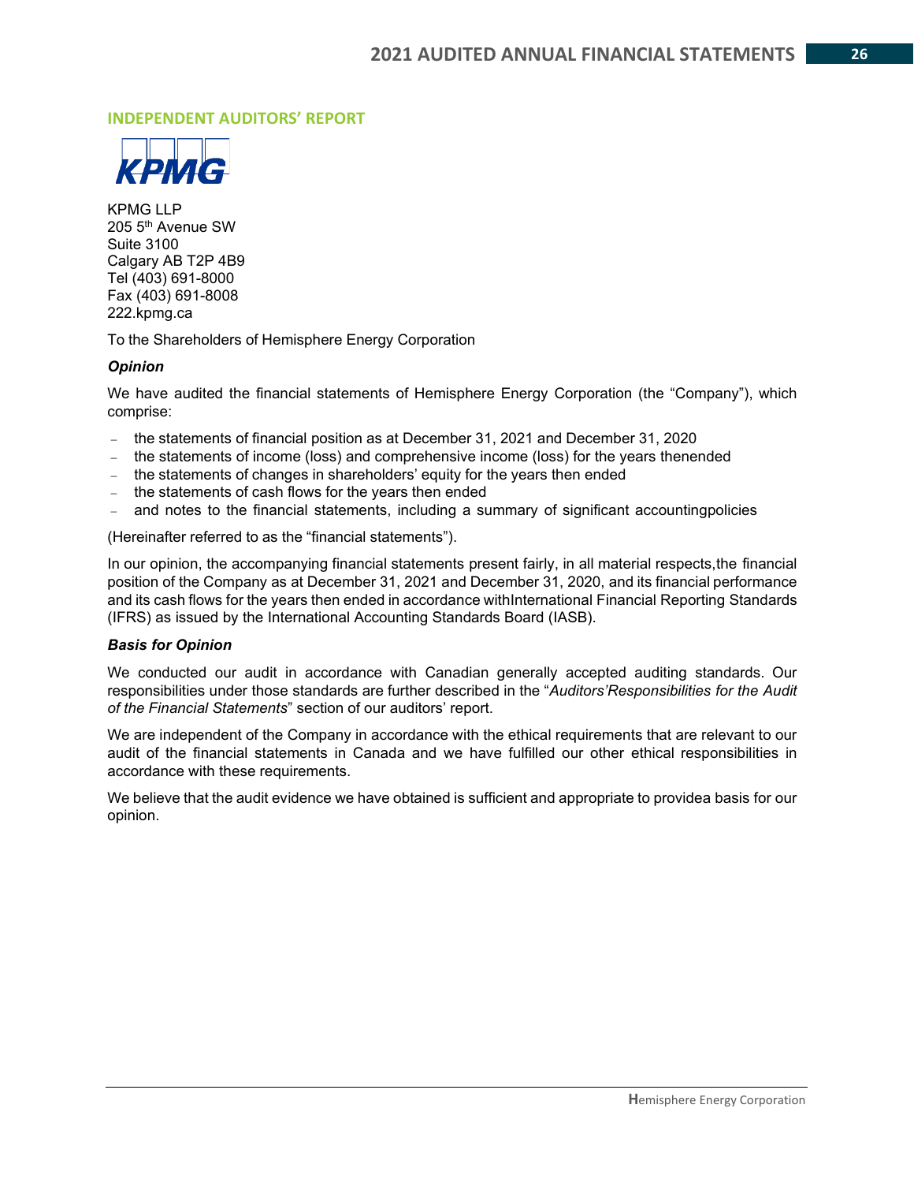## INDEPENDENT AUDITORS' REPORT

KPMG

KPMG LLP
205 5th Avenue SW
Suite 3100
Calgary AB T2P 4B9
Tel (403) 691-8000
Fax (403) 691-8008
222.kpmg.ca

To the Shareholders of Hemisphere Energy Corporation

***Opinion***

We have audited the financial statements of Hemisphere Energy Corporation (the "Company"), which comprise:

- the statements of financial position as at December 31, 2021 and December 31, 2020
- the statements of income (loss) and comprehensive income (loss) for the years thenended
- the statements of changes in shareholders' equity for the years then ended
- the statements of cash flows for the years then ended
- and notes to the financial statements, including a summary of significant accountingpolicies

(Hereinafter referred to as the "financial statements").

In our opinion, the accompanying financial statements present fairly, in all material respects,the financial position of the Company as at December 31, 2021 and December 31, 2020, and its financial performance and its cash flows for the years then ended in accordance withInternational Financial Reporting Standards (IFRS) as issued by the International Accounting Standards Board (IASB).

***Basis for Opinion***

We conducted our audit in accordance with Canadian generally accepted auditing standards. Our responsibilities under those standards are further described in the "*Auditors'Responsibilities for the Audit of the Financial Statements*" section of our auditors' report.

We are independent of the Company in accordance with the ethical requirements that are relevant to our audit of the financial statements in Canada and we have fulfilled our other ethical responsibilities in accordance with these requirements.

We believe that the audit evidence we have obtained is sufficient and appropriate to providea basis for our opinion.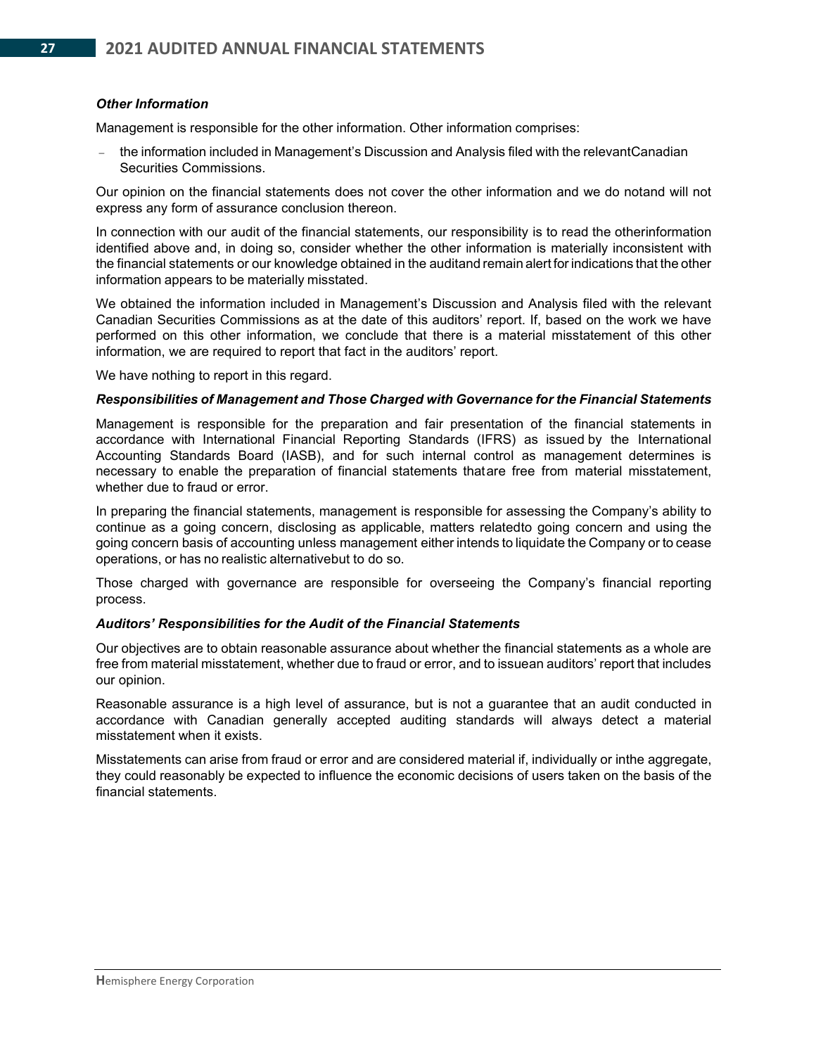### *Other Information*

Management is responsible for the other information. Other information comprises:

- the information included in Management's Discussion and Analysis filed with the relevantCanadian Securities Commissions.

Our opinion on the financial statements does not cover the other information and we do notand will not express any form of assurance conclusion thereon.

In connection with our audit of the financial statements, our responsibility is to read the otherinformation identified above and, in doing so, consider whether the other information is materially inconsistent with the financial statements or our knowledge obtained in the auditand remain alert for indications that the other information appears to be materially misstated.

We obtained the information included in Management's Discussion and Analysis filed with the relevant Canadian Securities Commissions as at the date of this auditors' report. If, based on the work we have performed on this other information, we conclude that there is a material misstatement of this other information, we are required to report that fact in the auditors' report.

We have nothing to report in this regard.

### *Responsibilities of Management and Those Charged with Governance for the Financial Statements*

Management is responsible for the preparation and fair presentation of the financial statements in accordance with International Financial Reporting Standards (IFRS) as issued by the International Accounting Standards Board (IASB), and for such internal control as management determines is necessary to enable the preparation of financial statements thatare free from material misstatement, whether due to fraud or error.

In preparing the financial statements, management is responsible for assessing the Company's ability to continue as a going concern, disclosing as applicable, matters relatedto going concern and using the going concern basis of accounting unless management either intends to liquidate the Company or to cease operations, or has no realistic alternativebut to do so.

Those charged with governance are responsible for overseeing the Company's financial reporting process.

### *Auditors' Responsibilities for the Audit of the Financial Statements*

Our objectives are to obtain reasonable assurance about whether the financial statements as a whole are free from material misstatement, whether due to fraud or error, and to issuean auditors' report that includes our opinion.

Reasonable assurance is a high level of assurance, but is not a guarantee that an audit conducted in accordance with Canadian generally accepted auditing standards will always detect a material misstatement when it exists.

Misstatements can arise from fraud or error and are considered material if, individually or inthe aggregate, they could reasonably be expected to influence the economic decisions of users taken on the basis of the financial statements.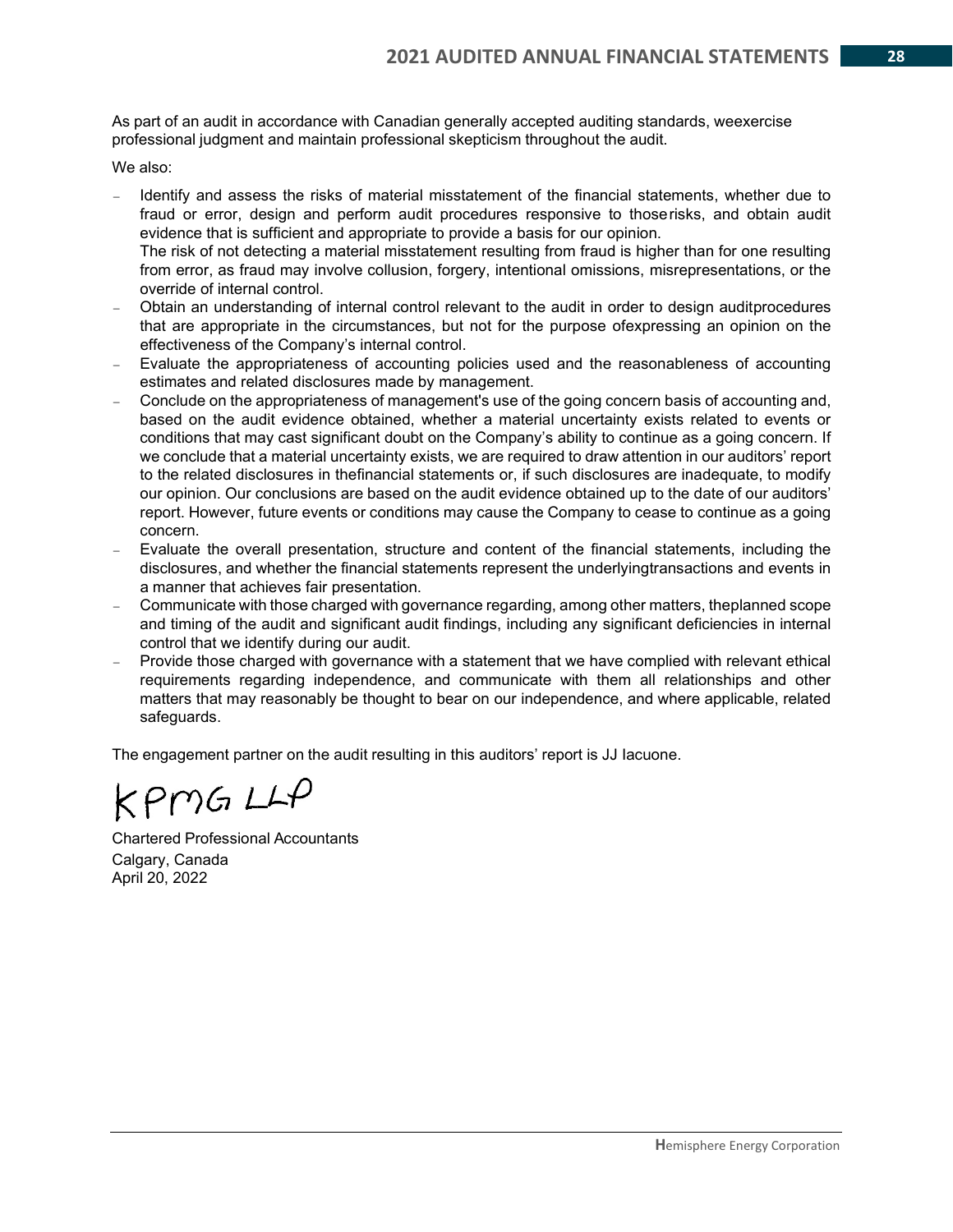As part of an audit in accordance with Canadian generally accepted auditing standards, weexercise professional judgment and maintain professional skepticism throughout the audit.

We also:

- Identify and assess the risks of material misstatement of the financial statements, whether due to fraud or error, design and perform audit procedures responsive to thoserisks, and obtain audit evidence that is sufficient and appropriate to provide a basis for our opinion.
  The risk of not detecting a material misstatement resulting from fraud is higher than for one resulting from error, as fraud may involve collusion, forgery, intentional omissions, misrepresentations, or the override of internal control.
- Obtain an understanding of internal control relevant to the audit in order to design auditprocedures that are appropriate in the circumstances, but not for the purpose ofexpressing an opinion on the effectiveness of the Company's internal control.
- Evaluate the appropriateness of accounting policies used and the reasonableness of accounting estimates and related disclosures made by management.
- Conclude on the appropriateness of management's use of the going concern basis of accounting and, based on the audit evidence obtained, whether a material uncertainty exists related to events or conditions that may cast significant doubt on the Company's ability to continue as a going concern. If we conclude that a material uncertainty exists, we are required to draw attention in our auditors' report to the related disclosures in thefinancial statements or, if such disclosures are inadequate, to modify our opinion. Our conclusions are based on the audit evidence obtained up to the date of our auditors' report. However, future events or conditions may cause the Company to cease to continue as a going concern.
- Evaluate the overall presentation, structure and content of the financial statements, including the disclosures, and whether the financial statements represent the underlyingtransactions and events in a manner that achieves fair presentation.
- Communicate with those charged with governance regarding, among other matters, theplanned scope and timing of the audit and significant audit findings, including any significant deficiencies in internal control that we identify during our audit.
- Provide those charged with governance with a statement that we have complied with relevant ethical requirements regarding independence, and communicate with them all relationships and other matters that may reasonably be thought to bear on our independence, and where applicable, related safeguards.

The engagement partner on the audit resulting in this auditors' report is JJ Iacuone.

KPMG LLP

Chartered Professional Accountants
Calgary, Canada
April 20, 2022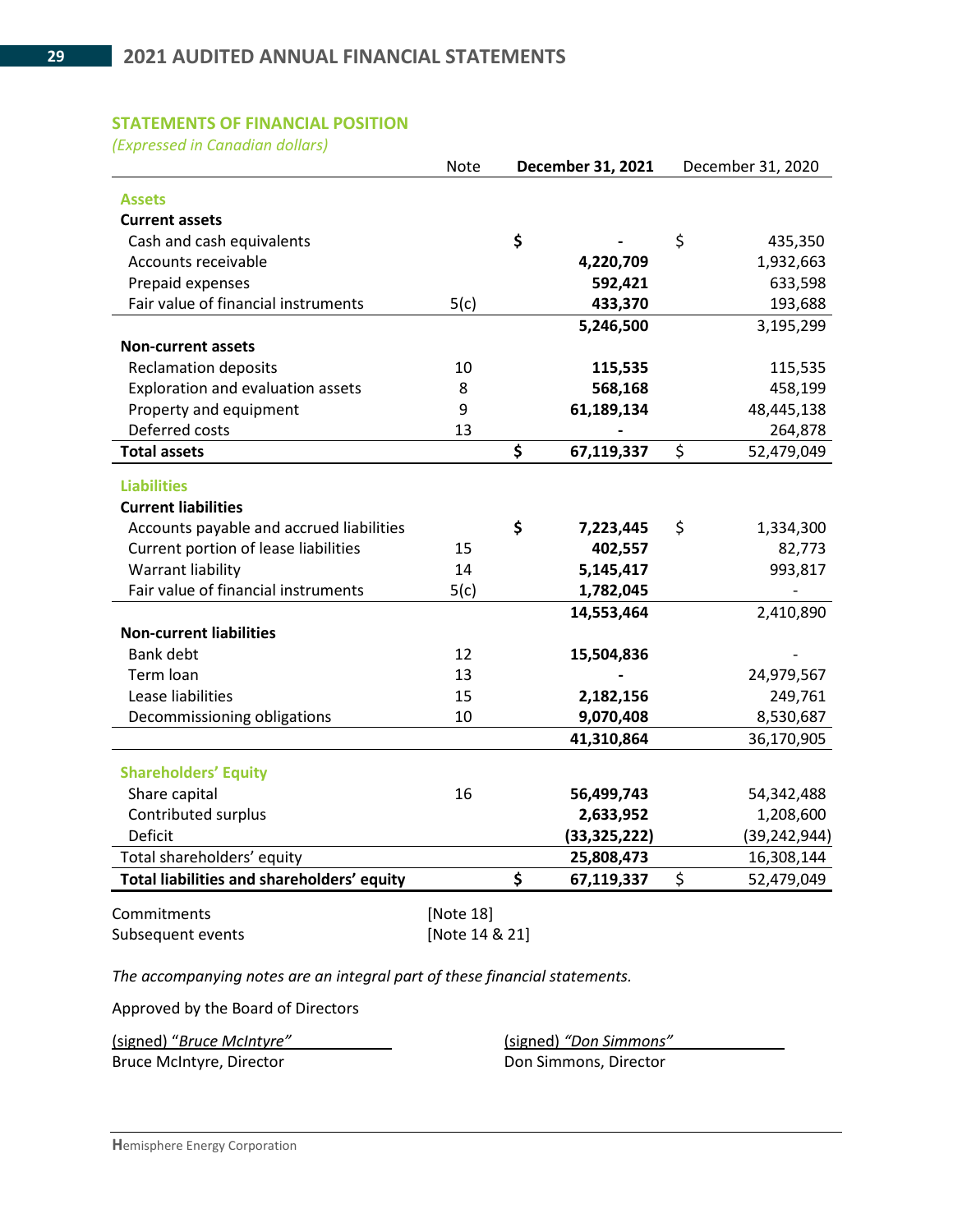## STATEMENTS OF FINANCIAL POSITION

*(Expressed in Canadian dollars)*

| | Note | December 31, 2021 | December 31, 2020 |
|---|---|---|---|
| **Assets** | | | |
| **Current assets** | | | |
| Cash and cash equivalents | | **$ -** | $ 435,350 |
| Accounts receivable | | **4,220,709** | 1,932,663 |
| Prepaid expenses | | **592,421** | 633,598 |
| Fair value of financial instruments | 5(c) | **433,370** | 193,688 |
| | | **5,246,500** | 3,195,299 |
| **Non-current assets** | | | |
| Reclamation deposits | 10 | **115,535** | 115,535 |
| Exploration and evaluation assets | 8 | **568,168** | 458,199 |
| Property and equipment | 9 | **61,189,134** | 48,445,138 |
| Deferred costs | 13 | **-** | 264,878 |
| **Total assets** | | **$ 67,119,337** | $ 52,479,049 |
| **Liabilities** | | | |
| **Current liabilities** | | | |
| Accounts payable and accrued liabilities | | **$ 7,223,445** | $ 1,334,300 |
| Current portion of lease liabilities | 15 | **402,557** | 82,773 |
| Warrant liability | 14 | **5,145,417** | 993,817 |
| Fair value of financial instruments | 5(c) | **1,782,045** | - |
| | | **14,553,464** | 2,410,890 |
| **Non-current liabilities** | | | |
| Bank debt | 12 | **15,504,836** | - |
| Term loan | 13 | **-** | 24,979,567 |
| Lease liabilities | 15 | **2,182,156** | 249,761 |
| Decommissioning obligations | 10 | **9,070,408** | 8,530,687 |
| | | **41,310,864** | 36,170,905 |
| **Shareholders' Equity** | | | |
| Share capital | 16 | **56,499,743** | 54,342,488 |
| Contributed surplus | | **2,633,952** | 1,208,600 |
| Deficit | | **(33,325,222)** | (39,242,944) |
| Total shareholders' equity | | **25,808,473** | 16,308,144 |
| **Total liabilities and shareholders' equity** | | **$ 67,119,337** | $ 52,479,049 |

Commitments [Note 18]

Subsequent events [Note 14 & 21]

*The accompanying notes are an integral part of these financial statements.*

Approved by the Board of Directors

(signed) "*Bruce McIntyre*"
Bruce McIntyre, Director

(signed) *"Don Simmons"*
Don Simmons, Director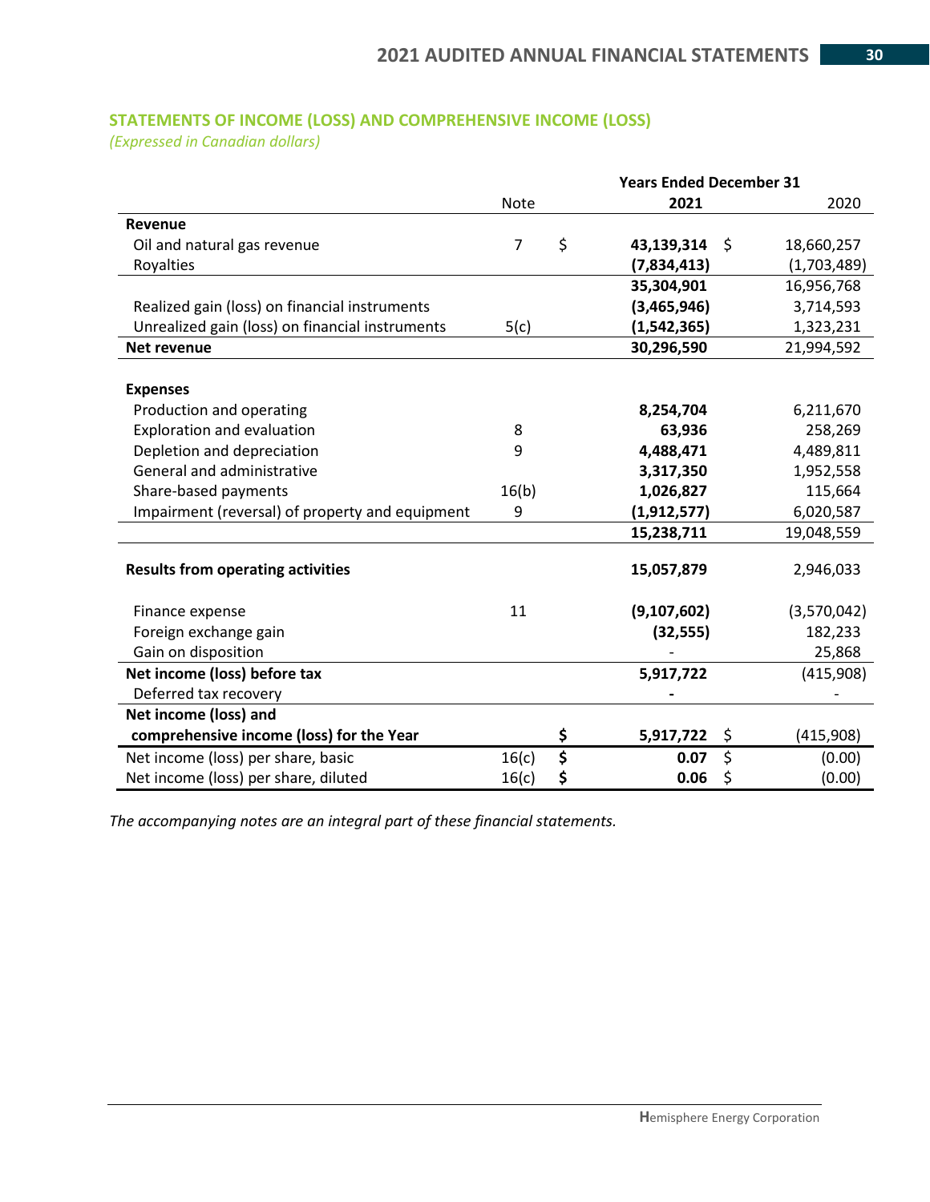## STATEMENTS OF INCOME (LOSS) AND COMPREHENSIVE INCOME (LOSS)

*(Expressed in Canadian dollars)*

| | Note | Years Ended December 31 2021 | 2020 |
|---|---|---|---|
| **Revenue** | | | |
| Oil and natural gas revenue | 7 | $ **43,139,314** | $ 18,660,257 |
| Royalties | | **(7,834,413)** | (1,703,489) |
| | | **35,304,901** | 16,956,768 |
| Realized gain (loss) on financial instruments | | **(3,465,946)** | 3,714,593 |
| Unrealized gain (loss) on financial instruments | 5(c) | **(1,542,365)** | 1,323,231 |
| **Net revenue** | | **30,296,590** | 21,994,592 |
| | | | |
| **Expenses** | | | |
| Production and operating | | **8,254,704** | 6,211,670 |
| Exploration and evaluation | 8 | **63,936** | 258,269 |
| Depletion and depreciation | 9 | **4,488,471** | 4,489,811 |
| General and administrative | | **3,317,350** | 1,952,558 |
| Share-based payments | 16(b) | **1,026,827** | 115,664 |
| Impairment (reversal) of property and equipment | 9 | **(1,912,577)** | 6,020,587 |
| | | **15,238,711** | 19,048,559 |
| | | | |
| **Results from operating activities** | | **15,057,879** | 2,946,033 |
| | | | |
| Finance expense | 11 | **(9,107,602)** | (3,570,042) |
| Foreign exchange gain | | **(32,555)** | 182,233 |
| Gain on disposition | | - | 25,868 |
| **Net income (loss) before tax** | | **5,917,722** | (415,908) |
| Deferred tax recovery | | **-** | - |
| **Net income (loss) and comprehensive income (loss) for the Year** | | **$ 5,917,722** | $ (415,908) |
| Net income (loss) per share, basic | 16(c) | **$ 0.07** | $ (0.00) |
| Net income (loss) per share, diluted | 16(c) | **$ 0.06** | $ (0.00) |

*The accompanying notes are an integral part of these financial statements.*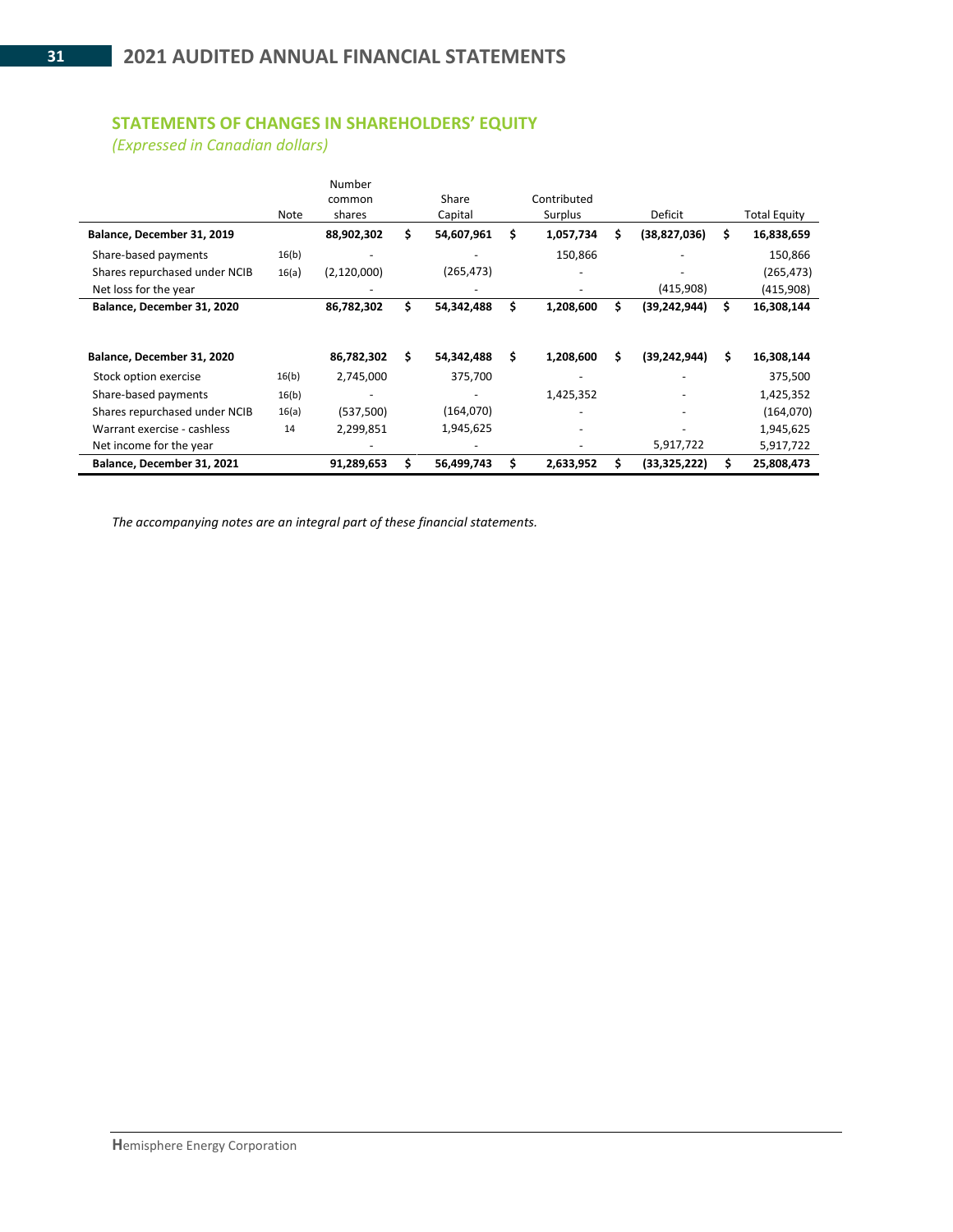## STATEMENTS OF CHANGES IN SHAREHOLDERS' EQUITY

*(Expressed in Canadian dollars)*

| | Note | Number common shares | Share Capital | Contributed Surplus | Deficit | Total Equity |
|---|---|---|---|---|---|---|
| **Balance, December 31, 2019** | | **88,902,302** | **$ 54,607,961** | **$ 1,057,734** | **$ (38,827,036)** | **$ 16,838,659** |
| Share-based payments | 16(b) | - | - | 150,866 | - | 150,866 |
| Shares repurchased under NCIB | 16(a) | (2,120,000) | (265,473) | - | - | (265,473) |
| Net loss for the year | | - | - | - | (415,908) | (415,908) |
| **Balance, December 31, 2020** | | **86,782,302** | **$ 54,342,488** | **$ 1,208,600** | **$ (39,242,944)** | **$ 16,308,144** |
| | | | | | | |
| **Balance, December 31, 2020** | | **86,782,302** | **$ 54,342,488** | **$ 1,208,600** | **$ (39,242,944)** | **$ 16,308,144** |
| Stock option exercise | 16(b) | 2,745,000 | 375,700 | - | - | 375,500 |
| Share-based payments | 16(b) | - | - | 1,425,352 | - | 1,425,352 |
| Shares repurchased under NCIB | 16(a) | (537,500) | (164,070) | - | - | (164,070) |
| Warrant exercise - cashless | 14 | 2,299,851 | 1,945,625 | - | - | 1,945,625 |
| Net income for the year | | - | - | - | 5,917,722 | 5,917,722 |
| **Balance, December 31, 2021** | | **91,289,653** | **$ 56,499,743** | **$ 2,633,952** | **$ (33,325,222)** | **$ 25,808,473** |

*The accompanying notes are an integral part of these financial statements.*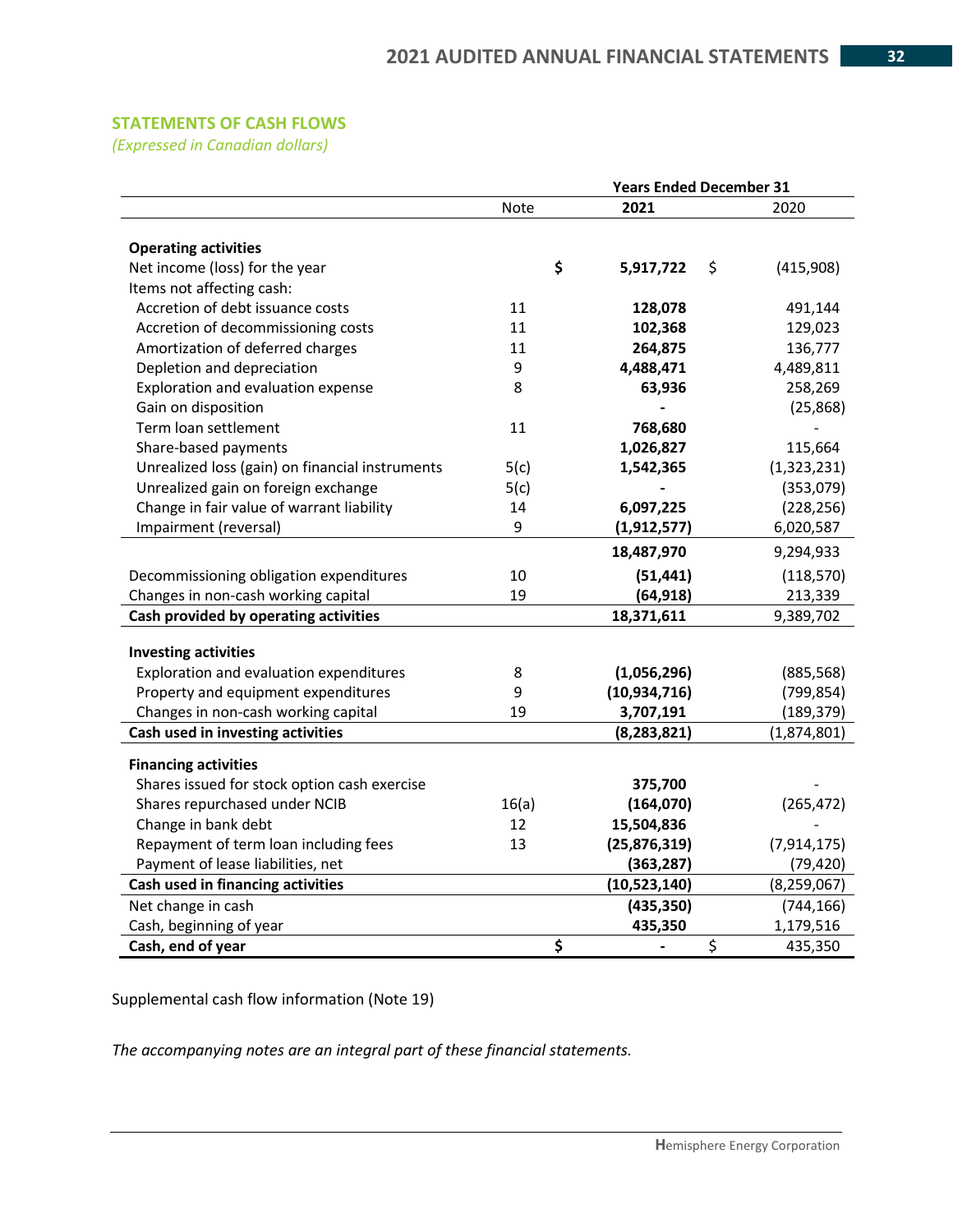## STATEMENTS OF CASH FLOWS

*(Expressed in Canadian dollars)*

| | Note | Years Ended December 31 2021 | 2020 |
|---|---|---|---|
| **Operating activities** | | | |
| Net income (loss) for the year | | **$ 5,917,722** | $ (415,908) |
| Items not affecting cash: | | | |
| Accretion of debt issuance costs | 11 | **128,078** | 491,144 |
| Accretion of decommissioning costs | 11 | **102,368** | 129,023 |
| Amortization of deferred charges | 11 | **264,875** | 136,777 |
| Depletion and depreciation | 9 | **4,488,471** | 4,489,811 |
| Exploration and evaluation expense | 8 | **63,936** | 258,269 |
| Gain on disposition | | **-** | (25,868) |
| Term loan settlement | 11 | **768,680** | - |
| Share-based payments | | **1,026,827** | 115,664 |
| Unrealized loss (gain) on financial instruments | 5(c) | **1,542,365** | (1,323,231) |
| Unrealized gain on foreign exchange | 5(c) | **-** | (353,079) |
| Change in fair value of warrant liability | 14 | **6,097,225** | (228,256) |
| Impairment (reversal) | 9 | **(1,912,577)** | 6,020,587 |
| | | **18,487,970** | 9,294,933 |
| Decommissioning obligation expenditures | 10 | **(51,441)** | (118,570) |
| Changes in non-cash working capital | 19 | **(64,918)** | 213,339 |
| **Cash provided by operating activities** | | **18,371,611** | 9,389,702 |
| **Investing activities** | | | |
| Exploration and evaluation expenditures | 8 | **(1,056,296)** | (885,568) |
| Property and equipment expenditures | 9 | **(10,934,716)** | (799,854) |
| Changes in non-cash working capital | 19 | **3,707,191** | (189,379) |
| **Cash used in investing activities** | | **(8,283,821)** | (1,874,801) |
| **Financing activities** | | | |
| Shares issued for stock option cash exercise | | **375,700** | - |
| Shares repurchased under NCIB | 16(a) | **(164,070)** | (265,472) |
| Change in bank debt | 12 | **15,504,836** | - |
| Repayment of term loan including fees | 13 | **(25,876,319)** | (7,914,175) |
| Payment of lease liabilities, net | | **(363,287)** | (79,420) |
| **Cash used in financing activities** | | **(10,523,140)** | (8,259,067) |
| Net change in cash | | **(435,350)** | (744,166) |
| Cash, beginning of year | | **435,350** | 1,179,516 |
| **Cash, end of year** | | **$ -** | $ 435,350 |

Supplemental cash flow information (Note 19)

*The accompanying notes are an integral part of these financial statements.*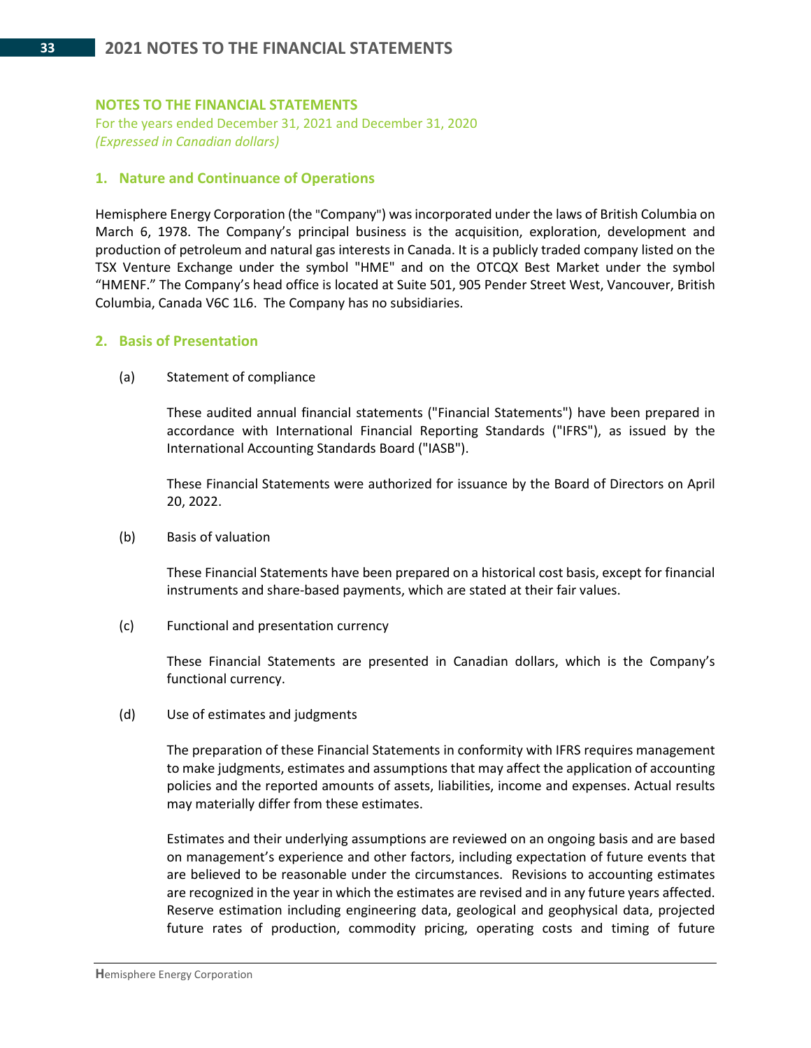## NOTES TO THE FINANCIAL STATEMENTS

For the years ended December 31, 2021 and December 31, 2020

*(Expressed in Canadian dollars)*

### 1. Nature and Continuance of Operations

Hemisphere Energy Corporation (the "Company") was incorporated under the laws of British Columbia on March 6, 1978. The Company's principal business is the acquisition, exploration, development and production of petroleum and natural gas interests in Canada. It is a publicly traded company listed on the TSX Venture Exchange under the symbol "HME" and on the OTCQX Best Market under the symbol "HMENF." The Company's head office is located at Suite 501, 905 Pender Street West, Vancouver, British Columbia, Canada V6C 1L6. The Company has no subsidiaries.

### 2. Basis of Presentation

(a) Statement of compliance

These audited annual financial statements ("Financial Statements") have been prepared in accordance with International Financial Reporting Standards ("IFRS"), as issued by the International Accounting Standards Board ("IASB").

These Financial Statements were authorized for issuance by the Board of Directors on April 20, 2022.

(b) Basis of valuation

These Financial Statements have been prepared on a historical cost basis, except for financial instruments and share-based payments, which are stated at their fair values.

(c) Functional and presentation currency

These Financial Statements are presented in Canadian dollars, which is the Company's functional currency.

(d) Use of estimates and judgments

The preparation of these Financial Statements in conformity with IFRS requires management to make judgments, estimates and assumptions that may affect the application of accounting policies and the reported amounts of assets, liabilities, income and expenses. Actual results may materially differ from these estimates.

Estimates and their underlying assumptions are reviewed on an ongoing basis and are based on management's experience and other factors, including expectation of future events that are believed to be reasonable under the circumstances. Revisions to accounting estimates are recognized in the year in which the estimates are revised and in any future years affected. Reserve estimation including engineering data, geological and geophysical data, projected future rates of production, commodity pricing, operating costs and timing of future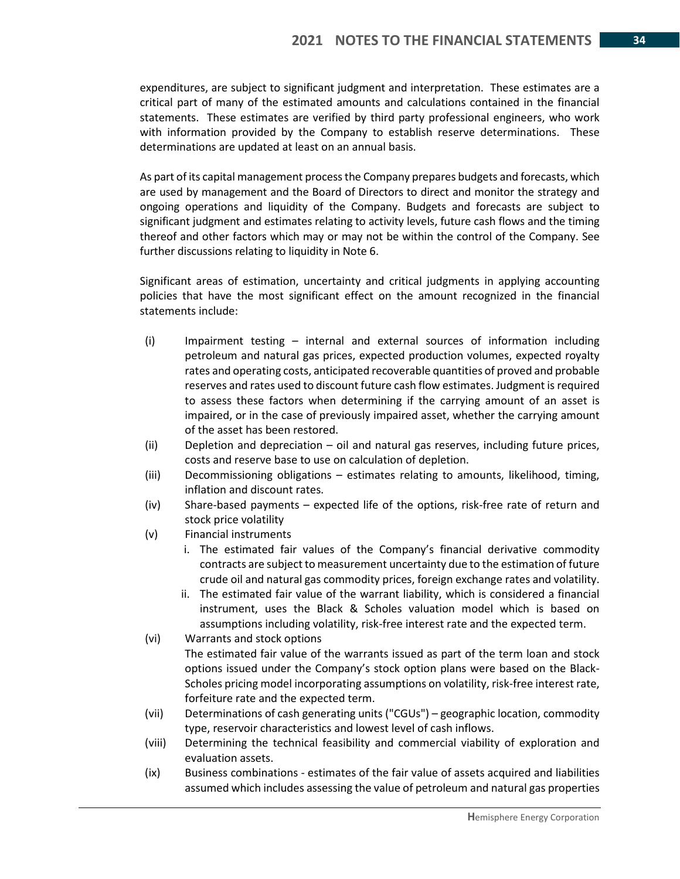expenditures, are subject to significant judgment and interpretation. These estimates are a critical part of many of the estimated amounts and calculations contained in the financial statements. These estimates are verified by third party professional engineers, who work with information provided by the Company to establish reserve determinations. These determinations are updated at least on an annual basis.

As part of its capital management process the Company prepares budgets and forecasts, which are used by management and the Board of Directors to direct and monitor the strategy and ongoing operations and liquidity of the Company. Budgets and forecasts are subject to significant judgment and estimates relating to activity levels, future cash flows and the timing thereof and other factors which may or may not be within the control of the Company. See further discussions relating to liquidity in Note 6.

Significant areas of estimation, uncertainty and critical judgments in applying accounting policies that have the most significant effect on the amount recognized in the financial statements include:

(i) Impairment testing – internal and external sources of information including petroleum and natural gas prices, expected production volumes, expected royalty rates and operating costs, anticipated recoverable quantities of proved and probable reserves and rates used to discount future cash flow estimates. Judgment is required to assess these factors when determining if the carrying amount of an asset is impaired, or in the case of previously impaired asset, whether the carrying amount of the asset has been restored.

(ii) Depletion and depreciation – oil and natural gas reserves, including future prices, costs and reserve base to use on calculation of depletion.

(iii) Decommissioning obligations – estimates relating to amounts, likelihood, timing, inflation and discount rates.

(iv) Share-based payments – expected life of the options, risk-free rate of return and stock price volatility

(v) Financial instruments
   1. The estimated fair values of the Company's financial derivative commodity contracts are subject to measurement uncertainty due to the estimation of future crude oil and natural gas commodity prices, foreign exchange rates and volatility.
   2. The estimated fair value of the warrant liability, which is considered a financial instrument, uses the Black & Scholes valuation model which is based on assumptions including volatility, risk-free interest rate and the expected term.

(vi) Warrants and stock options
The estimated fair value of the warrants issued as part of the term loan and stock options issued under the Company's stock option plans were based on the Black-Scholes pricing model incorporating assumptions on volatility, risk-free interest rate, forfeiture rate and the expected term.

(vii) Determinations of cash generating units ("CGUs") – geographic location, commodity type, reservoir characteristics and lowest level of cash inflows.

(viii) Determining the technical feasibility and commercial viability of exploration and evaluation assets.

(ix) Business combinations - estimates of the fair value of assets acquired and liabilities assumed which includes assessing the value of petroleum and natural gas properties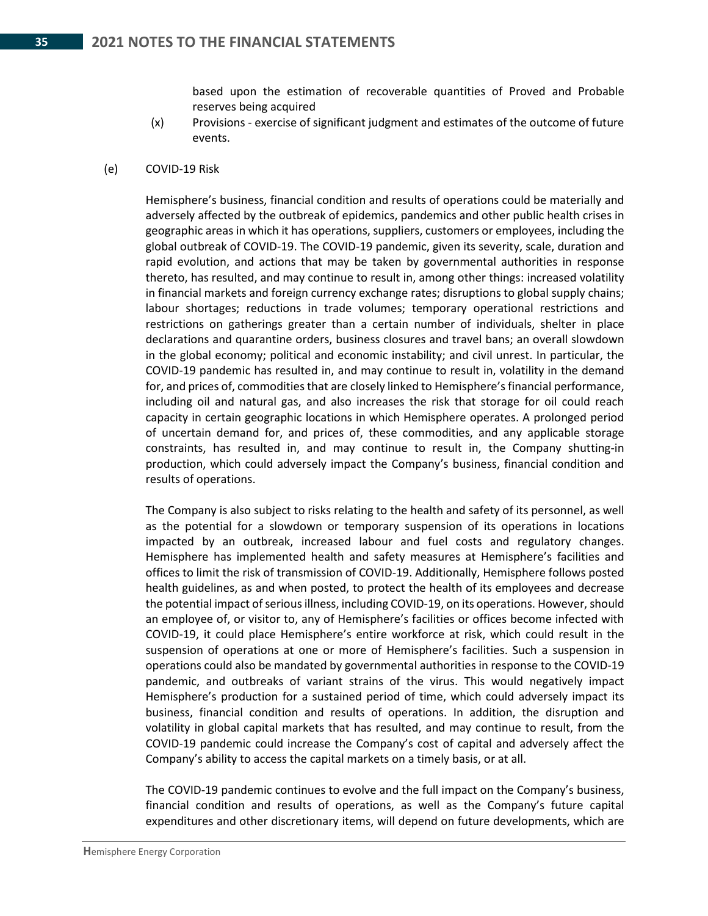based upon the estimation of recoverable quantities of Proved and Probable reserves being acquired

(x) Provisions - exercise of significant judgment and estimates of the outcome of future events.

(e) COVID-19 Risk

Hemisphere's business, financial condition and results of operations could be materially and adversely affected by the outbreak of epidemics, pandemics and other public health crises in geographic areas in which it has operations, suppliers, customers or employees, including the global outbreak of COVID-19. The COVID-19 pandemic, given its severity, scale, duration and rapid evolution, and actions that may be taken by governmental authorities in response thereto, has resulted, and may continue to result in, among other things: increased volatility in financial markets and foreign currency exchange rates; disruptions to global supply chains; labour shortages; reductions in trade volumes; temporary operational restrictions and restrictions on gatherings greater than a certain number of individuals, shelter in place declarations and quarantine orders, business closures and travel bans; an overall slowdown in the global economy; political and economic instability; and civil unrest. In particular, the COVID-19 pandemic has resulted in, and may continue to result in, volatility in the demand for, and prices of, commodities that are closely linked to Hemisphere's financial performance, including oil and natural gas, and also increases the risk that storage for oil could reach capacity in certain geographic locations in which Hemisphere operates. A prolonged period of uncertain demand for, and prices of, these commodities, and any applicable storage constraints, has resulted in, and may continue to result in, the Company shutting-in production, which could adversely impact the Company's business, financial condition and results of operations.

The Company is also subject to risks relating to the health and safety of its personnel, as well as the potential for a slowdown or temporary suspension of its operations in locations impacted by an outbreak, increased labour and fuel costs and regulatory changes. Hemisphere has implemented health and safety measures at Hemisphere's facilities and offices to limit the risk of transmission of COVID-19. Additionally, Hemisphere follows posted health guidelines, as and when posted, to protect the health of its employees and decrease the potential impact of serious illness, including COVID-19, on its operations. However, should an employee of, or visitor to, any of Hemisphere's facilities or offices become infected with COVID-19, it could place Hemisphere's entire workforce at risk, which could result in the suspension of operations at one or more of Hemisphere's facilities. Such a suspension in operations could also be mandated by governmental authorities in response to the COVID-19 pandemic, and outbreaks of variant strains of the virus. This would negatively impact Hemisphere's production for a sustained period of time, which could adversely impact its business, financial condition and results of operations. In addition, the disruption and volatility in global capital markets that has resulted, and may continue to result, from the COVID-19 pandemic could increase the Company's cost of capital and adversely affect the Company's ability to access the capital markets on a timely basis, or at all.

The COVID-19 pandemic continues to evolve and the full impact on the Company's business, financial condition and results of operations, as well as the Company's future capital expenditures and other discretionary items, will depend on future developments, which are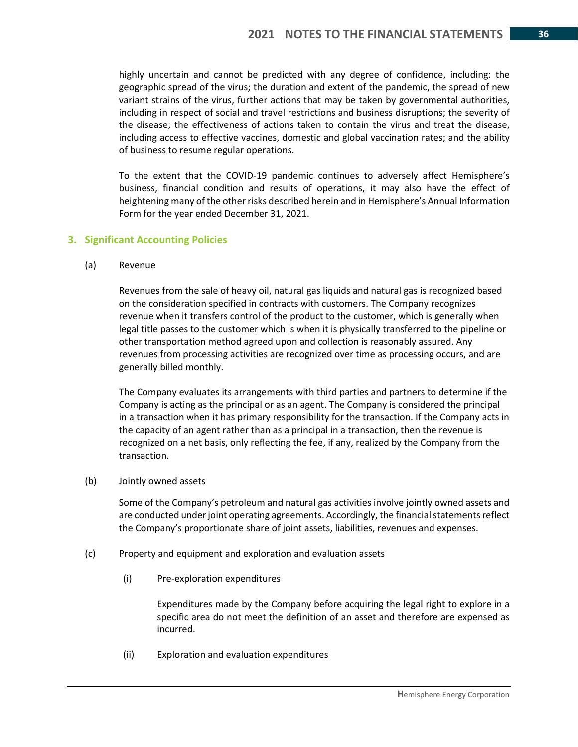highly uncertain and cannot be predicted with any degree of confidence, including: the geographic spread of the virus; the duration and extent of the pandemic, the spread of new variant strains of the virus, further actions that may be taken by governmental authorities, including in respect of social and travel restrictions and business disruptions; the severity of the disease; the effectiveness of actions taken to contain the virus and treat the disease, including access to effective vaccines, domestic and global vaccination rates; and the ability of business to resume regular operations.

To the extent that the COVID-19 pandemic continues to adversely affect Hemisphere's business, financial condition and results of operations, it may also have the effect of heightening many of the other risks described herein and in Hemisphere's Annual Information Form for the year ended December 31, 2021.

## 3. Significant Accounting Policies

(a) Revenue

Revenues from the sale of heavy oil, natural gas liquids and natural gas is recognized based on the consideration specified in contracts with customers. The Company recognizes revenue when it transfers control of the product to the customer, which is generally when legal title passes to the customer which is when it is physically transferred to the pipeline or other transportation method agreed upon and collection is reasonably assured. Any revenues from processing activities are recognized over time as processing occurs, and are generally billed monthly.

The Company evaluates its arrangements with third parties and partners to determine if the Company is acting as the principal or as an agent. The Company is considered the principal in a transaction when it has primary responsibility for the transaction. If the Company acts in the capacity of an agent rather than as a principal in a transaction, then the revenue is recognized on a net basis, only reflecting the fee, if any, realized by the Company from the transaction.

(b) Jointly owned assets

Some of the Company's petroleum and natural gas activities involve jointly owned assets and are conducted under joint operating agreements. Accordingly, the financial statements reflect the Company's proportionate share of joint assets, liabilities, revenues and expenses.

(c) Property and equipment and exploration and evaluation assets

(i) Pre-exploration expenditures

Expenditures made by the Company before acquiring the legal right to explore in a specific area do not meet the definition of an asset and therefore are expensed as incurred.

(ii) Exploration and evaluation expenditures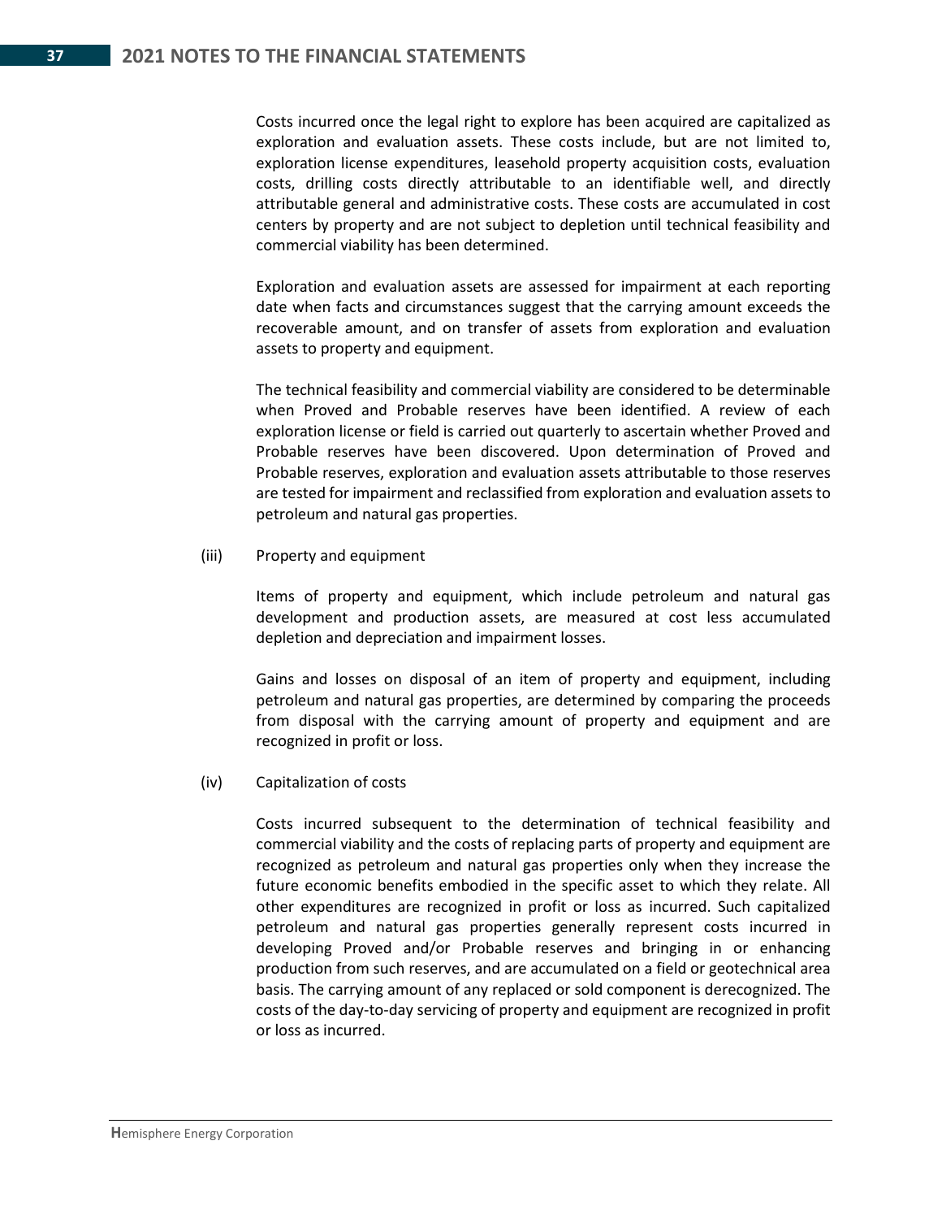Costs incurred once the legal right to explore has been acquired are capitalized as exploration and evaluation assets. These costs include, but are not limited to, exploration license expenditures, leasehold property acquisition costs, evaluation costs, drilling costs directly attributable to an identifiable well, and directly attributable general and administrative costs. These costs are accumulated in cost centers by property and are not subject to depletion until technical feasibility and commercial viability has been determined.

Exploration and evaluation assets are assessed for impairment at each reporting date when facts and circumstances suggest that the carrying amount exceeds the recoverable amount, and on transfer of assets from exploration and evaluation assets to property and equipment.

The technical feasibility and commercial viability are considered to be determinable when Proved and Probable reserves have been identified. A review of each exploration license or field is carried out quarterly to ascertain whether Proved and Probable reserves have been discovered. Upon determination of Proved and Probable reserves, exploration and evaluation assets attributable to those reserves are tested for impairment and reclassified from exploration and evaluation assets to petroleum and natural gas properties.

(iii) Property and equipment

Items of property and equipment, which include petroleum and natural gas development and production assets, are measured at cost less accumulated depletion and depreciation and impairment losses.

Gains and losses on disposal of an item of property and equipment, including petroleum and natural gas properties, are determined by comparing the proceeds from disposal with the carrying amount of property and equipment and are recognized in profit or loss.

(iv) Capitalization of costs

Costs incurred subsequent to the determination of technical feasibility and commercial viability and the costs of replacing parts of property and equipment are recognized as petroleum and natural gas properties only when they increase the future economic benefits embodied in the specific asset to which they relate. All other expenditures are recognized in profit or loss as incurred. Such capitalized petroleum and natural gas properties generally represent costs incurred in developing Proved and/or Probable reserves and bringing in or enhancing production from such reserves, and are accumulated on a field or geotechnical area basis. The carrying amount of any replaced or sold component is derecognized. The costs of the day-to-day servicing of property and equipment are recognized in profit or loss as incurred.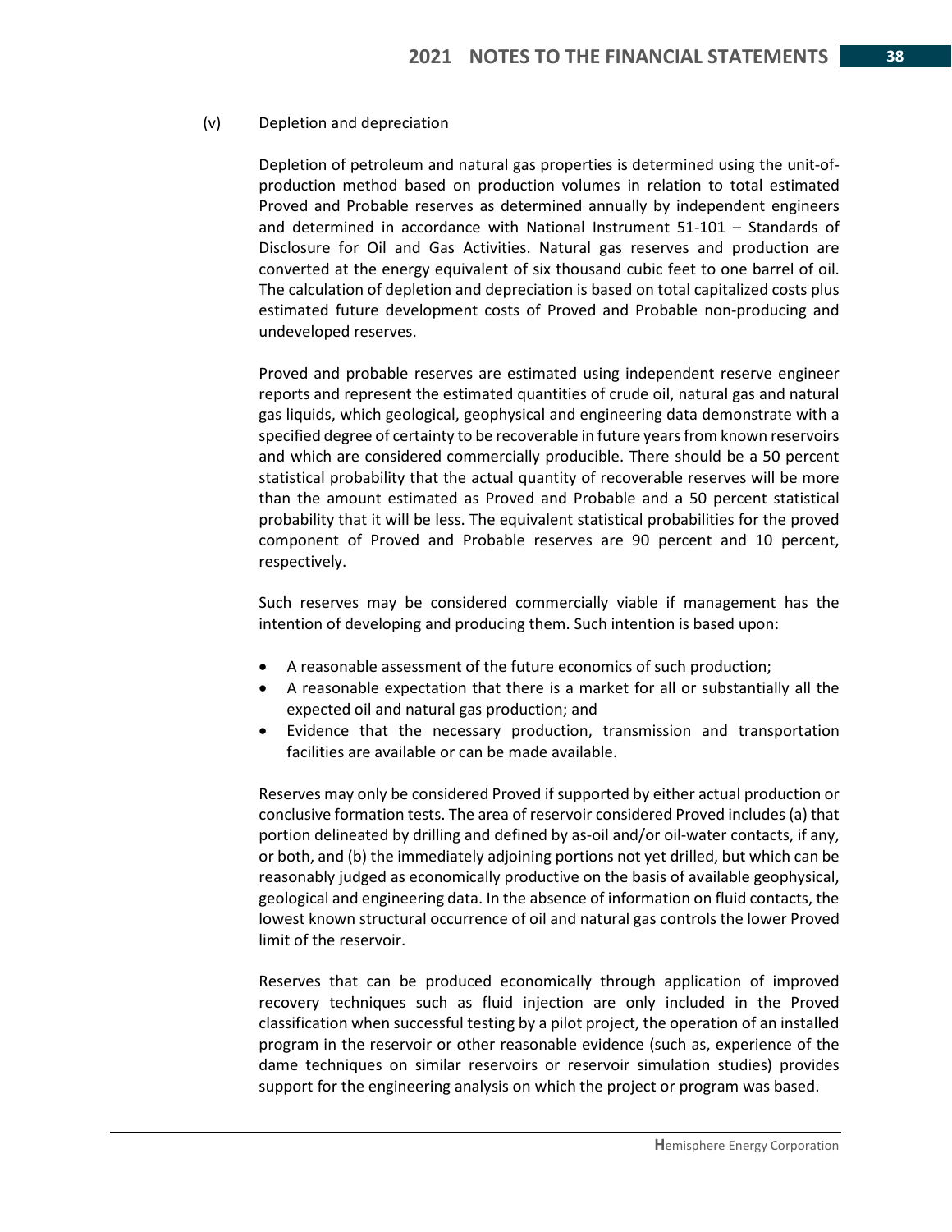(v) Depletion and depreciation

Depletion of petroleum and natural gas properties is determined using the unit-of-production method based on production volumes in relation to total estimated Proved and Probable reserves as determined annually by independent engineers and determined in accordance with National Instrument 51-101 – Standards of Disclosure for Oil and Gas Activities. Natural gas reserves and production are converted at the energy equivalent of six thousand cubic feet to one barrel of oil. The calculation of depletion and depreciation is based on total capitalized costs plus estimated future development costs of Proved and Probable non-producing and undeveloped reserves.

Proved and probable reserves are estimated using independent reserve engineer reports and represent the estimated quantities of crude oil, natural gas and natural gas liquids, which geological, geophysical and engineering data demonstrate with a specified degree of certainty to be recoverable in future years from known reservoirs and which are considered commercially producible. There should be a 50 percent statistical probability that the actual quantity of recoverable reserves will be more than the amount estimated as Proved and Probable and a 50 percent statistical probability that it will be less. The equivalent statistical probabilities for the proved component of Proved and Probable reserves are 90 percent and 10 percent, respectively.

Such reserves may be considered commercially viable if management has the intention of developing and producing them. Such intention is based upon:

- A reasonable assessment of the future economics of such production;
- A reasonable expectation that there is a market for all or substantially all the expected oil and natural gas production; and
- Evidence that the necessary production, transmission and transportation facilities are available or can be made available.

Reserves may only be considered Proved if supported by either actual production or conclusive formation tests. The area of reservoir considered Proved includes (a) that portion delineated by drilling and defined by as-oil and/or oil-water contacts, if any, or both, and (b) the immediately adjoining portions not yet drilled, but which can be reasonably judged as economically productive on the basis of available geophysical, geological and engineering data. In the absence of information on fluid contacts, the lowest known structural occurrence of oil and natural gas controls the lower Proved limit of the reservoir.

Reserves that can be produced economically through application of improved recovery techniques such as fluid injection are only included in the Proved classification when successful testing by a pilot project, the operation of an installed program in the reservoir or other reasonable evidence (such as, experience of the dame techniques on similar reservoirs or reservoir simulation studies) provides support for the engineering analysis on which the project or program was based.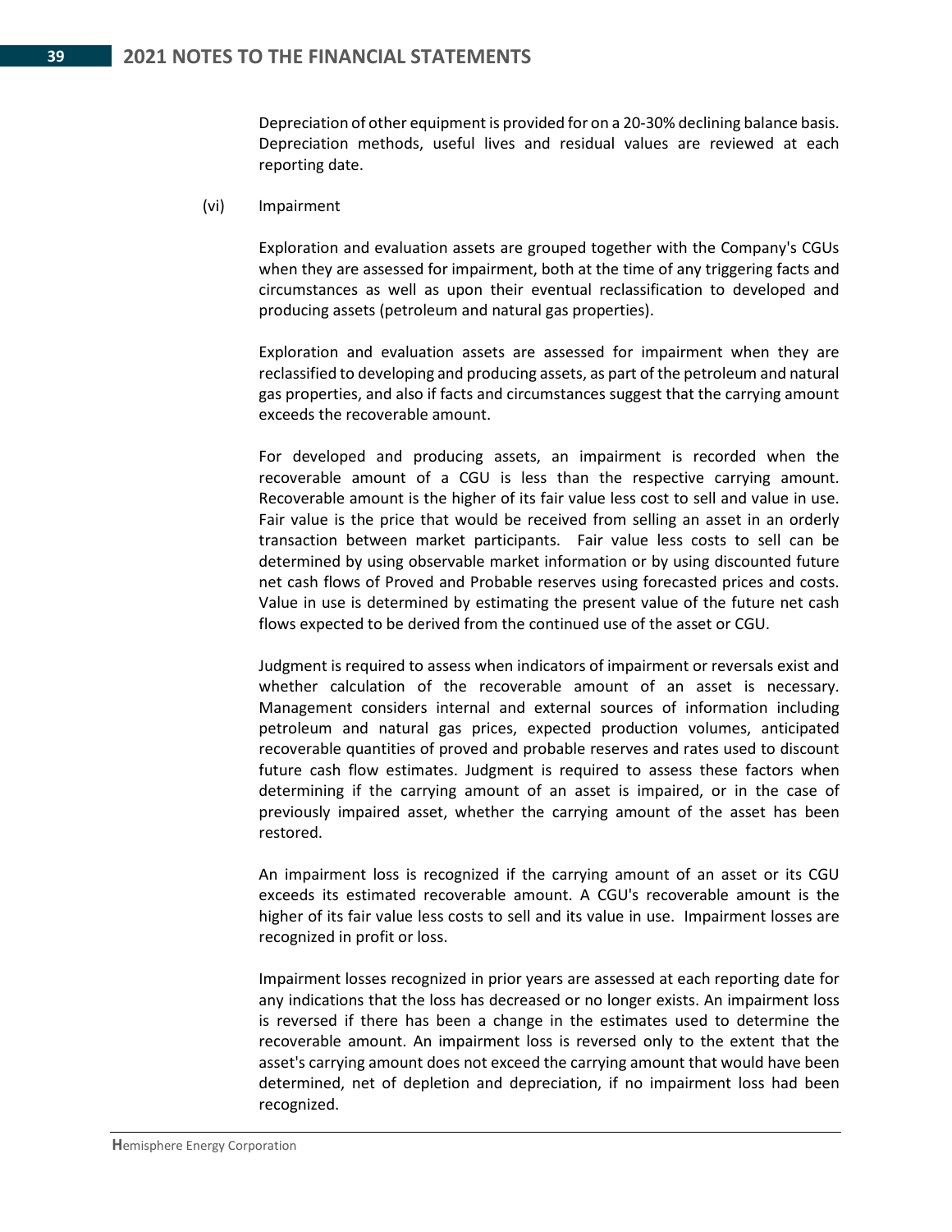Depreciation of other equipment is provided for on a 20-30% declining balance basis. Depreciation methods, useful lives and residual values are reviewed at each reporting date.

(vi) Impairment

Exploration and evaluation assets are grouped together with the Company's CGUs when they are assessed for impairment, both at the time of any triggering facts and circumstances as well as upon their eventual reclassification to developed and producing assets (petroleum and natural gas properties).

Exploration and evaluation assets are assessed for impairment when they are reclassified to developing and producing assets, as part of the petroleum and natural gas properties, and also if facts and circumstances suggest that the carrying amount exceeds the recoverable amount.

For developed and producing assets, an impairment is recorded when the recoverable amount of a CGU is less than the respective carrying amount. Recoverable amount is the higher of its fair value less cost to sell and value in use. Fair value is the price that would be received from selling an asset in an orderly transaction between market participants. Fair value less costs to sell can be determined by using observable market information or by using discounted future net cash flows of Proved and Probable reserves using forecasted prices and costs. Value in use is determined by estimating the present value of the future net cash flows expected to be derived from the continued use of the asset or CGU.

Judgment is required to assess when indicators of impairment or reversals exist and whether calculation of the recoverable amount of an asset is necessary. Management considers internal and external sources of information including petroleum and natural gas prices, expected production volumes, anticipated recoverable quantities of proved and probable reserves and rates used to discount future cash flow estimates. Judgment is required to assess these factors when determining if the carrying amount of an asset is impaired, or in the case of previously impaired asset, whether the carrying amount of the asset has been restored.

An impairment loss is recognized if the carrying amount of an asset or its CGU exceeds its estimated recoverable amount. A CGU's recoverable amount is the higher of its fair value less costs to sell and its value in use. Impairment losses are recognized in profit or loss.

Impairment losses recognized in prior years are assessed at each reporting date for any indications that the loss has decreased or no longer exists. An impairment loss is reversed if there has been a change in the estimates used to determine the recoverable amount. An impairment loss is reversed only to the extent that the asset's carrying amount does not exceed the carrying amount that would have been determined, net of depletion and depreciation, if no impairment loss had been recognized.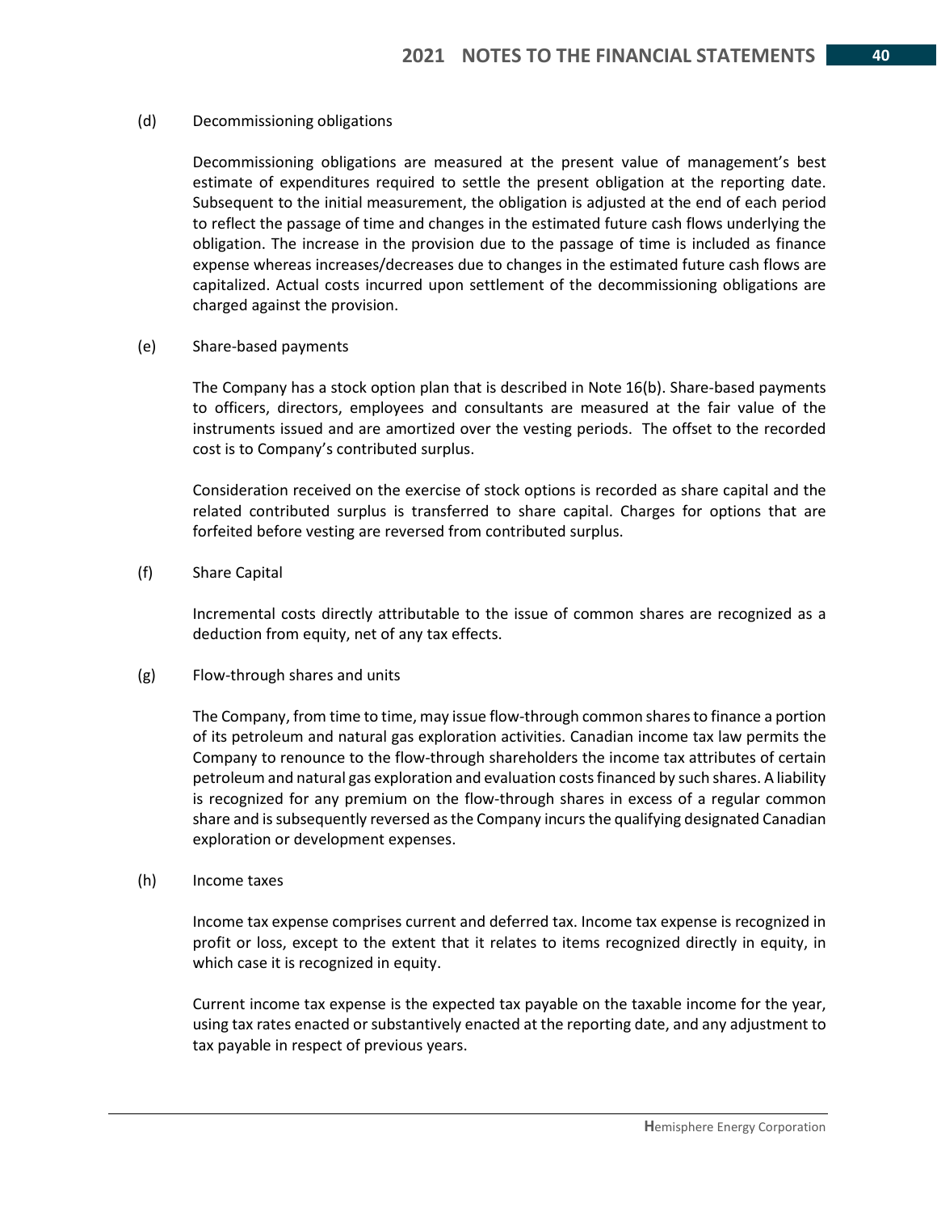(d) Decommissioning obligations

Decommissioning obligations are measured at the present value of management's best estimate of expenditures required to settle the present obligation at the reporting date. Subsequent to the initial measurement, the obligation is adjusted at the end of each period to reflect the passage of time and changes in the estimated future cash flows underlying the obligation. The increase in the provision due to the passage of time is included as finance expense whereas increases/decreases due to changes in the estimated future cash flows are capitalized. Actual costs incurred upon settlement of the decommissioning obligations are charged against the provision.

(e) Share-based payments

The Company has a stock option plan that is described in Note 16(b). Share-based payments to officers, directors, employees and consultants are measured at the fair value of the instruments issued and are amortized over the vesting periods. The offset to the recorded cost is to Company's contributed surplus.

Consideration received on the exercise of stock options is recorded as share capital and the related contributed surplus is transferred to share capital. Charges for options that are forfeited before vesting are reversed from contributed surplus.

(f) Share Capital

Incremental costs directly attributable to the issue of common shares are recognized as a deduction from equity, net of any tax effects.

(g) Flow-through shares and units

The Company, from time to time, may issue flow-through common shares to finance a portion of its petroleum and natural gas exploration activities. Canadian income tax law permits the Company to renounce to the flow-through shareholders the income tax attributes of certain petroleum and natural gas exploration and evaluation costs financed by such shares. A liability is recognized for any premium on the flow-through shares in excess of a regular common share and is subsequently reversed as the Company incurs the qualifying designated Canadian exploration or development expenses.

(h) Income taxes

Income tax expense comprises current and deferred tax. Income tax expense is recognized in profit or loss, except to the extent that it relates to items recognized directly in equity, in which case it is recognized in equity.

Current income tax expense is the expected tax payable on the taxable income for the year, using tax rates enacted or substantively enacted at the reporting date, and any adjustment to tax payable in respect of previous years.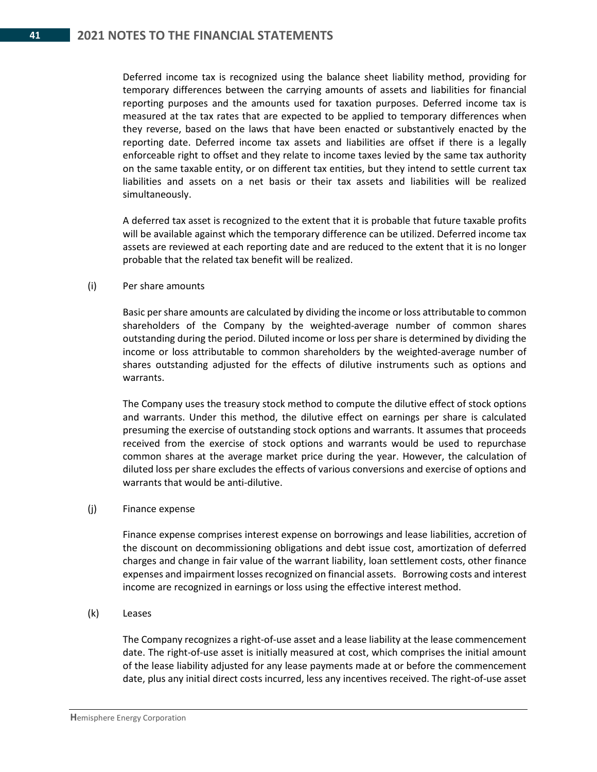Deferred income tax is recognized using the balance sheet liability method, providing for temporary differences between the carrying amounts of assets and liabilities for financial reporting purposes and the amounts used for taxation purposes. Deferred income tax is measured at the tax rates that are expected to be applied to temporary differences when they reverse, based on the laws that have been enacted or substantively enacted by the reporting date. Deferred income tax assets and liabilities are offset if there is a legally enforceable right to offset and they relate to income taxes levied by the same tax authority on the same taxable entity, or on different tax entities, but they intend to settle current tax liabilities and assets on a net basis or their tax assets and liabilities will be realized simultaneously.

A deferred tax asset is recognized to the extent that it is probable that future taxable profits will be available against which the temporary difference can be utilized. Deferred income tax assets are reviewed at each reporting date and are reduced to the extent that it is no longer probable that the related tax benefit will be realized.

(i) Per share amounts

Basic per share amounts are calculated by dividing the income or loss attributable to common shareholders of the Company by the weighted-average number of common shares outstanding during the period. Diluted income or loss per share is determined by dividing the income or loss attributable to common shareholders by the weighted-average number of shares outstanding adjusted for the effects of dilutive instruments such as options and warrants.

The Company uses the treasury stock method to compute the dilutive effect of stock options and warrants. Under this method, the dilutive effect on earnings per share is calculated presuming the exercise of outstanding stock options and warrants. It assumes that proceeds received from the exercise of stock options and warrants would be used to repurchase common shares at the average market price during the year. However, the calculation of diluted loss per share excludes the effects of various conversions and exercise of options and warrants that would be anti-dilutive.

(j) Finance expense

Finance expense comprises interest expense on borrowings and lease liabilities, accretion of the discount on decommissioning obligations and debt issue cost, amortization of deferred charges and change in fair value of the warrant liability, loan settlement costs, other finance expenses and impairment losses recognized on financial assets. Borrowing costs and interest income are recognized in earnings or loss using the effective interest method.

(k) Leases

The Company recognizes a right-of-use asset and a lease liability at the lease commencement date. The right-of-use asset is initially measured at cost, which comprises the initial amount of the lease liability adjusted for any lease payments made at or before the commencement date, plus any initial direct costs incurred, less any incentives received. The right-of-use asset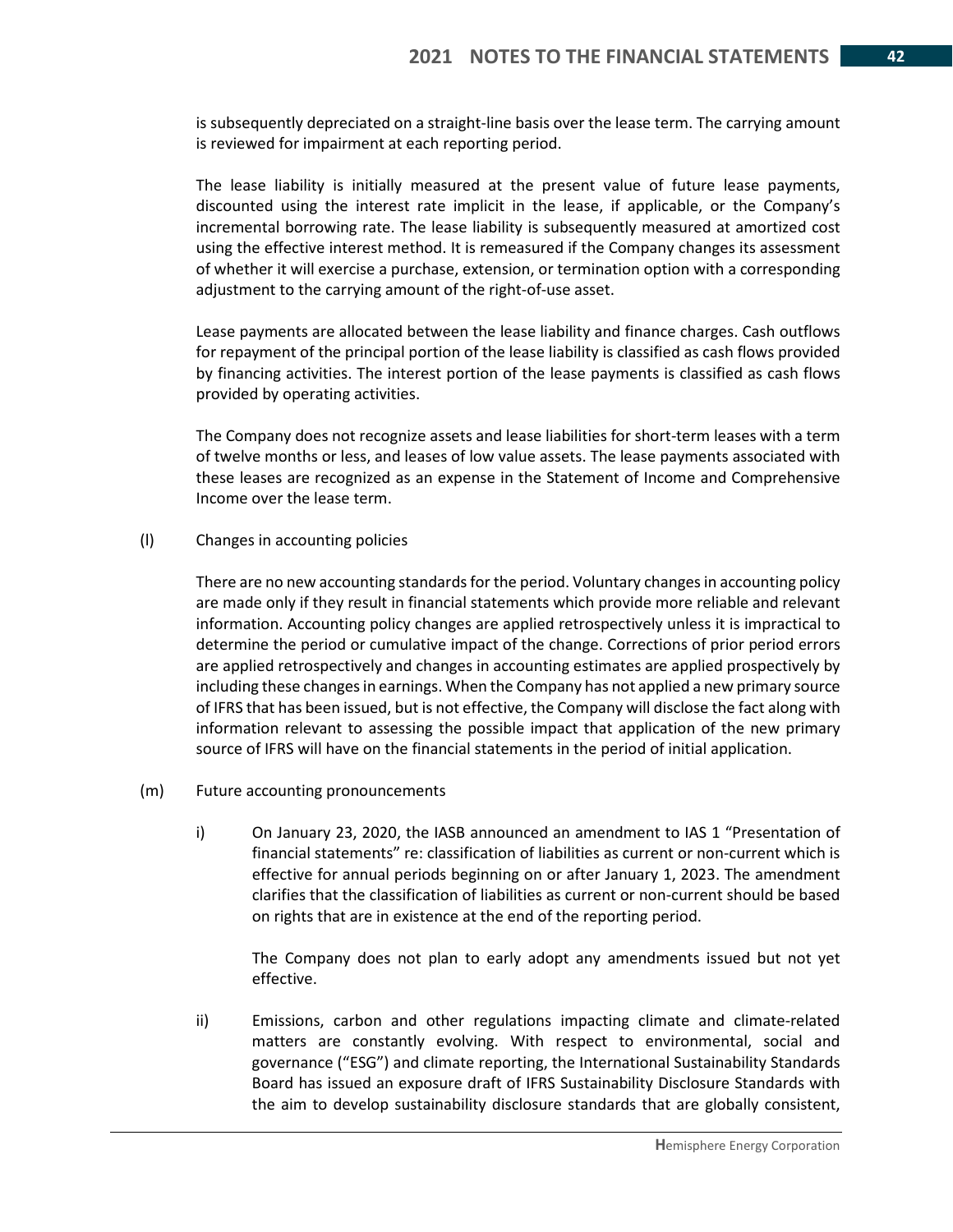is subsequently depreciated on a straight-line basis over the lease term. The carrying amount is reviewed for impairment at each reporting period.

The lease liability is initially measured at the present value of future lease payments, discounted using the interest rate implicit in the lease, if applicable, or the Company's incremental borrowing rate. The lease liability is subsequently measured at amortized cost using the effective interest method. It is remeasured if the Company changes its assessment of whether it will exercise a purchase, extension, or termination option with a corresponding adjustment to the carrying amount of the right-of-use asset.

Lease payments are allocated between the lease liability and finance charges. Cash outflows for repayment of the principal portion of the lease liability is classified as cash flows provided by financing activities. The interest portion of the lease payments is classified as cash flows provided by operating activities.

The Company does not recognize assets and lease liabilities for short-term leases with a term of twelve months or less, and leases of low value assets. The lease payments associated with these leases are recognized as an expense in the Statement of Income and Comprehensive Income over the lease term.

(l) Changes in accounting policies

There are no new accounting standards for the period. Voluntary changes in accounting policy are made only if they result in financial statements which provide more reliable and relevant information. Accounting policy changes are applied retrospectively unless it is impractical to determine the period or cumulative impact of the change. Corrections of prior period errors are applied retrospectively and changes in accounting estimates are applied prospectively by including these changes in earnings. When the Company has not applied a new primary source of IFRS that has been issued, but is not effective, the Company will disclose the fact along with information relevant to assessing the possible impact that application of the new primary source of IFRS will have on the financial statements in the period of initial application.

(m) Future accounting pronouncements

i) On January 23, 2020, the IASB announced an amendment to IAS 1 "Presentation of financial statements" re: classification of liabilities as current or non-current which is effective for annual periods beginning on or after January 1, 2023. The amendment clarifies that the classification of liabilities as current or non-current should be based on rights that are in existence at the end of the reporting period.

The Company does not plan to early adopt any amendments issued but not yet effective.

ii) Emissions, carbon and other regulations impacting climate and climate-related matters are constantly evolving. With respect to environmental, social and governance ("ESG") and climate reporting, the International Sustainability Standards Board has issued an exposure draft of IFRS Sustainability Disclosure Standards with the aim to develop sustainability disclosure standards that are globally consistent,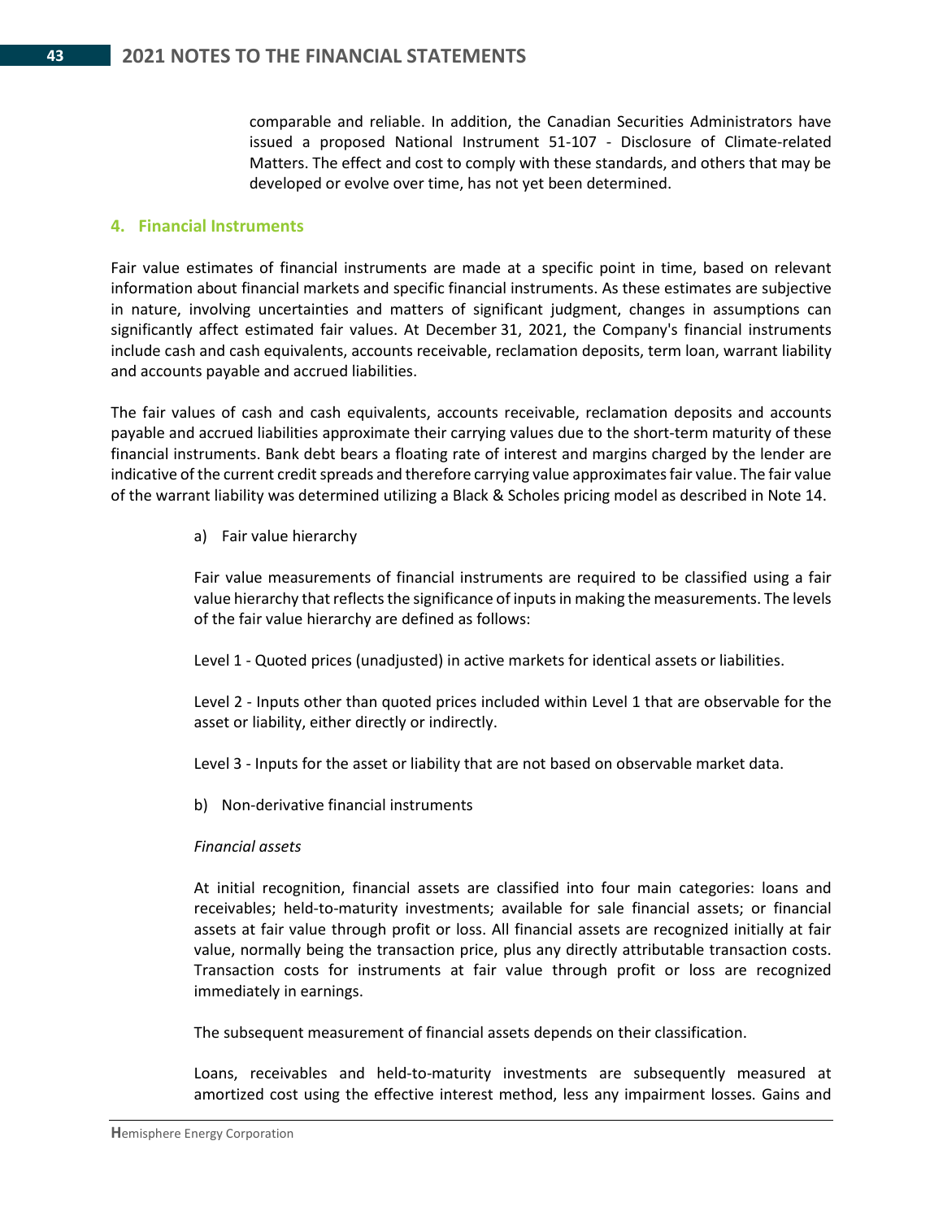comparable and reliable. In addition, the Canadian Securities Administrators have issued a proposed National Instrument 51-107 - Disclosure of Climate-related Matters. The effect and cost to comply with these standards, and others that may be developed or evolve over time, has not yet been determined.

## 4. Financial Instruments

Fair value estimates of financial instruments are made at a specific point in time, based on relevant information about financial markets and specific financial instruments. As these estimates are subjective in nature, involving uncertainties and matters of significant judgment, changes in assumptions can significantly affect estimated fair values. At December 31, 2021, the Company's financial instruments include cash and cash equivalents, accounts receivable, reclamation deposits, term loan, warrant liability and accounts payable and accrued liabilities.

The fair values of cash and cash equivalents, accounts receivable, reclamation deposits and accounts payable and accrued liabilities approximate their carrying values due to the short-term maturity of these financial instruments. Bank debt bears a floating rate of interest and margins charged by the lender are indicative of the current credit spreads and therefore carrying value approximates fair value. The fair value of the warrant liability was determined utilizing a Black & Scholes pricing model as described in Note 14.

a) Fair value hierarchy

Fair value measurements of financial instruments are required to be classified using a fair value hierarchy that reflects the significance of inputs in making the measurements. The levels of the fair value hierarchy are defined as follows:

Level 1 - Quoted prices (unadjusted) in active markets for identical assets or liabilities.

Level 2 - Inputs other than quoted prices included within Level 1 that are observable for the asset or liability, either directly or indirectly.

Level 3 - Inputs for the asset or liability that are not based on observable market data.

b) Non-derivative financial instruments

*Financial assets*

At initial recognition, financial assets are classified into four main categories: loans and receivables; held-to-maturity investments; available for sale financial assets; or financial assets at fair value through profit or loss. All financial assets are recognized initially at fair value, normally being the transaction price, plus any directly attributable transaction costs. Transaction costs for instruments at fair value through profit or loss are recognized immediately in earnings.

The subsequent measurement of financial assets depends on their classification.

Loans, receivables and held-to-maturity investments are subsequently measured at amortized cost using the effective interest method, less any impairment losses. Gains and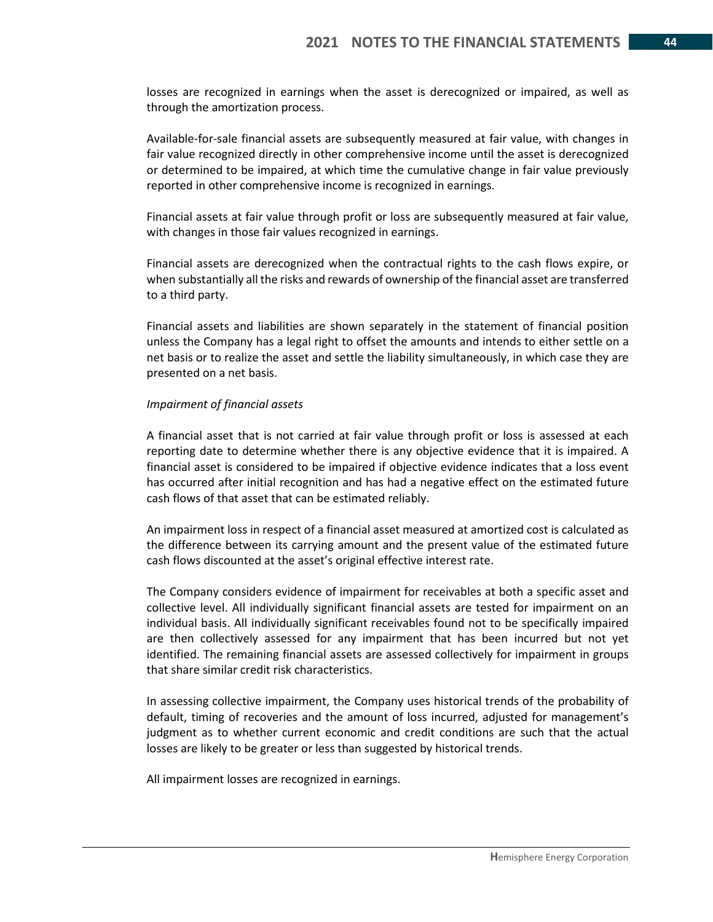losses are recognized in earnings when the asset is derecognized or impaired, as well as through the amortization process.

Available-for-sale financial assets are subsequently measured at fair value, with changes in fair value recognized directly in other comprehensive income until the asset is derecognized or determined to be impaired, at which time the cumulative change in fair value previously reported in other comprehensive income is recognized in earnings.

Financial assets at fair value through profit or loss are subsequently measured at fair value, with changes in those fair values recognized in earnings.

Financial assets are derecognized when the contractual rights to the cash flows expire, or when substantially all the risks and rewards of ownership of the financial asset are transferred to a third party.

Financial assets and liabilities are shown separately in the statement of financial position unless the Company has a legal right to offset the amounts and intends to either settle on a net basis or to realize the asset and settle the liability simultaneously, in which case they are presented on a net basis.

*Impairment of financial assets*

A financial asset that is not carried at fair value through profit or loss is assessed at each reporting date to determine whether there is any objective evidence that it is impaired. A financial asset is considered to be impaired if objective evidence indicates that a loss event has occurred after initial recognition and has had a negative effect on the estimated future cash flows of that asset that can be estimated reliably.

An impairment loss in respect of a financial asset measured at amortized cost is calculated as the difference between its carrying amount and the present value of the estimated future cash flows discounted at the asset's original effective interest rate.

The Company considers evidence of impairment for receivables at both a specific asset and collective level. All individually significant financial assets are tested for impairment on an individual basis. All individually significant receivables found not to be specifically impaired are then collectively assessed for any impairment that has been incurred but not yet identified. The remaining financial assets are assessed collectively for impairment in groups that share similar credit risk characteristics.

In assessing collective impairment, the Company uses historical trends of the probability of default, timing of recoveries and the amount of loss incurred, adjusted for management's judgment as to whether current economic and credit conditions are such that the actual losses are likely to be greater or less than suggested by historical trends.

All impairment losses are recognized in earnings.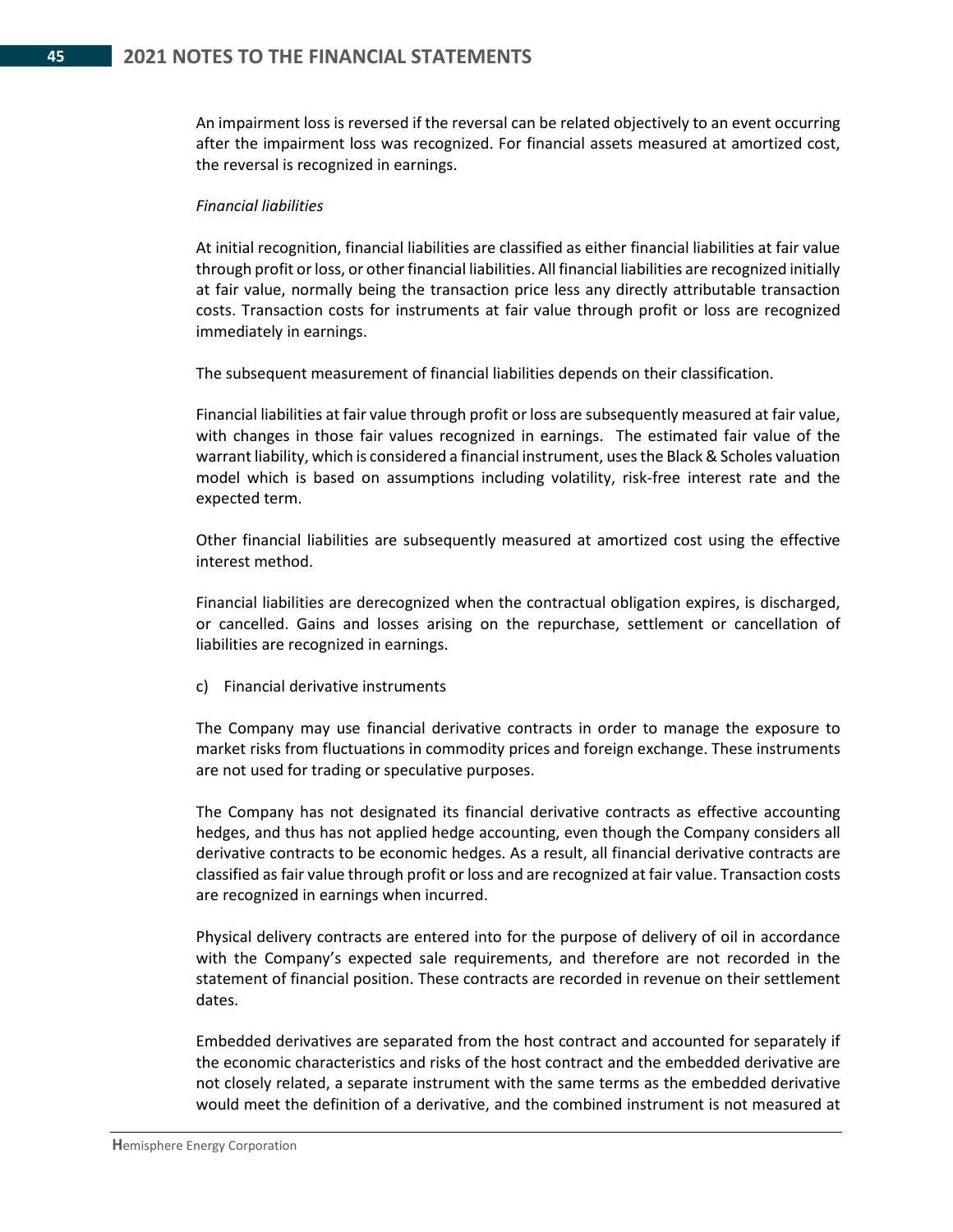An impairment loss is reversed if the reversal can be related objectively to an event occurring after the impairment loss was recognized. For financial assets measured at amortized cost, the reversal is recognized in earnings.

*Financial liabilities*

At initial recognition, financial liabilities are classified as either financial liabilities at fair value through profit or loss, or other financial liabilities. All financial liabilities are recognized initially at fair value, normally being the transaction price less any directly attributable transaction costs. Transaction costs for instruments at fair value through profit or loss are recognized immediately in earnings.

The subsequent measurement of financial liabilities depends on their classification.

Financial liabilities at fair value through profit or loss are subsequently measured at fair value, with changes in those fair values recognized in earnings. The estimated fair value of the warrant liability, which is considered a financial instrument, uses the Black & Scholes valuation model which is based on assumptions including volatility, risk-free interest rate and the expected term.

Other financial liabilities are subsequently measured at amortized cost using the effective interest method.

Financial liabilities are derecognized when the contractual obligation expires, is discharged, or cancelled. Gains and losses arising on the repurchase, settlement or cancellation of liabilities are recognized in earnings.

c) Financial derivative instruments

The Company may use financial derivative contracts in order to manage the exposure to market risks from fluctuations in commodity prices and foreign exchange. These instruments are not used for trading or speculative purposes.

The Company has not designated its financial derivative contracts as effective accounting hedges, and thus has not applied hedge accounting, even though the Company considers all derivative contracts to be economic hedges. As a result, all financial derivative contracts are classified as fair value through profit or loss and are recognized at fair value. Transaction costs are recognized in earnings when incurred.

Physical delivery contracts are entered into for the purpose of delivery of oil in accordance with the Company's expected sale requirements, and therefore are not recorded in the statement of financial position. These contracts are recorded in revenue on their settlement dates.

Embedded derivatives are separated from the host contract and accounted for separately if the economic characteristics and risks of the host contract and the embedded derivative are not closely related, a separate instrument with the same terms as the embedded derivative would meet the definition of a derivative, and the combined instrument is not measured at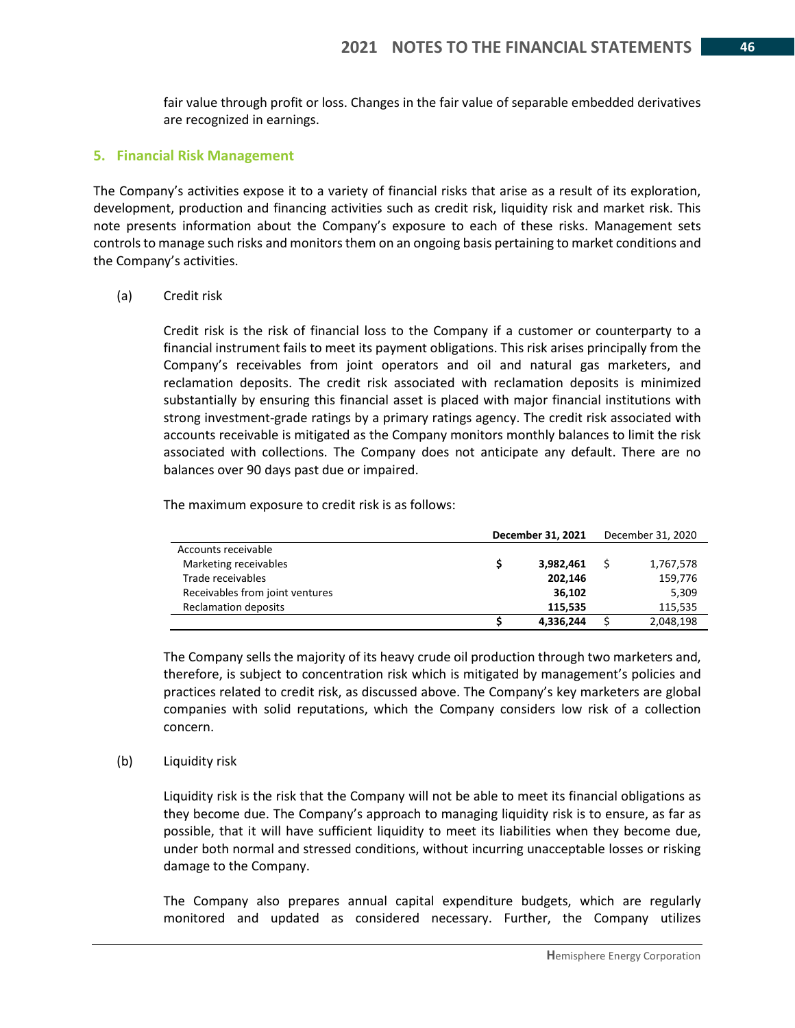fair value through profit or loss. Changes in the fair value of separable embedded derivatives are recognized in earnings.

## 5. Financial Risk Management

The Company's activities expose it to a variety of financial risks that arise as a result of its exploration, development, production and financing activities such as credit risk, liquidity risk and market risk. This note presents information about the Company's exposure to each of these risks. Management sets controls to manage such risks and monitors them on an ongoing basis pertaining to market conditions and the Company's activities.

(a) Credit risk

Credit risk is the risk of financial loss to the Company if a customer or counterparty to a financial instrument fails to meet its payment obligations. This risk arises principally from the Company's receivables from joint operators and oil and natural gas marketers, and reclamation deposits. The credit risk associated with reclamation deposits is minimized substantially by ensuring this financial asset is placed with major financial institutions with strong investment-grade ratings by a primary ratings agency. The credit risk associated with accounts receivable is mitigated as the Company monitors monthly balances to limit the risk associated with collections. The Company does not anticipate any default. There are no balances over 90 days past due or impaired.

The maximum exposure to credit risk is as follows:

| | **December 31, 2021** | December 31, 2020 |
|---|---|---|
| Accounts receivable | | |
| Marketing receivables | **$ 3,982,461** | $ 1,767,578 |
| Trade receivables | **202,146** | 159,776 |
| Receivables from joint ventures | **36,102** | 5,309 |
| Reclamation deposits | **115,535** | 115,535 |
| | **$ 4,336,244** | $ 2,048,198 |

The Company sells the majority of its heavy crude oil production through two marketers and, therefore, is subject to concentration risk which is mitigated by management's policies and practices related to credit risk, as discussed above. The Company's key marketers are global companies with solid reputations, which the Company considers low risk of a collection concern.

(b) Liquidity risk

Liquidity risk is the risk that the Company will not be able to meet its financial obligations as they become due. The Company's approach to managing liquidity risk is to ensure, as far as possible, that it will have sufficient liquidity to meet its liabilities when they become due, under both normal and stressed conditions, without incurring unacceptable losses or risking damage to the Company.

The Company also prepares annual capital expenditure budgets, which are regularly monitored and updated as considered necessary. Further, the Company utilizes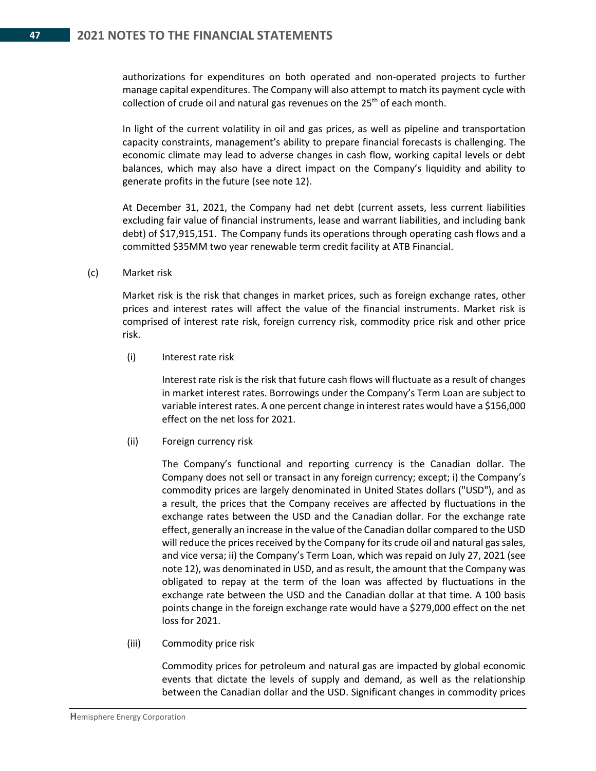authorizations for expenditures on both operated and non-operated projects to further manage capital expenditures. The Company will also attempt to match its payment cycle with collection of crude oil and natural gas revenues on the 25th of each month.

In light of the current volatility in oil and gas prices, as well as pipeline and transportation capacity constraints, management's ability to prepare financial forecasts is challenging. The economic climate may lead to adverse changes in cash flow, working capital levels or debt balances, which may also have a direct impact on the Company's liquidity and ability to generate profits in the future (see note 12).

At December 31, 2021, the Company had net debt (current assets, less current liabilities excluding fair value of financial instruments, lease and warrant liabilities, and including bank debt) of $17,915,151. The Company funds its operations through operating cash flows and a committed $35MM two year renewable term credit facility at ATB Financial.

(c) Market risk

Market risk is the risk that changes in market prices, such as foreign exchange rates, other prices and interest rates will affect the value of the financial instruments. Market risk is comprised of interest rate risk, foreign currency risk, commodity price risk and other price risk.

(i) Interest rate risk

Interest rate risk is the risk that future cash flows will fluctuate as a result of changes in market interest rates. Borrowings under the Company's Term Loan are subject to variable interest rates. A one percent change in interest rates would have a $156,000 effect on the net loss for 2021.

(ii) Foreign currency risk

The Company's functional and reporting currency is the Canadian dollar. The Company does not sell or transact in any foreign currency; except; i) the Company's commodity prices are largely denominated in United States dollars ("USD"), and as a result, the prices that the Company receives are affected by fluctuations in the exchange rates between the USD and the Canadian dollar. For the exchange rate effect, generally an increase in the value of the Canadian dollar compared to the USD will reduce the prices received by the Company for its crude oil and natural gas sales, and vice versa; ii) the Company's Term Loan, which was repaid on July 27, 2021 (see note 12), was denominated in USD, and as result, the amount that the Company was obligated to repay at the term of the loan was affected by fluctuations in the exchange rate between the USD and the Canadian dollar at that time. A 100 basis points change in the foreign exchange rate would have a $279,000 effect on the net loss for 2021.

(iii) Commodity price risk

Commodity prices for petroleum and natural gas are impacted by global economic events that dictate the levels of supply and demand, as well as the relationship between the Canadian dollar and the USD. Significant changes in commodity prices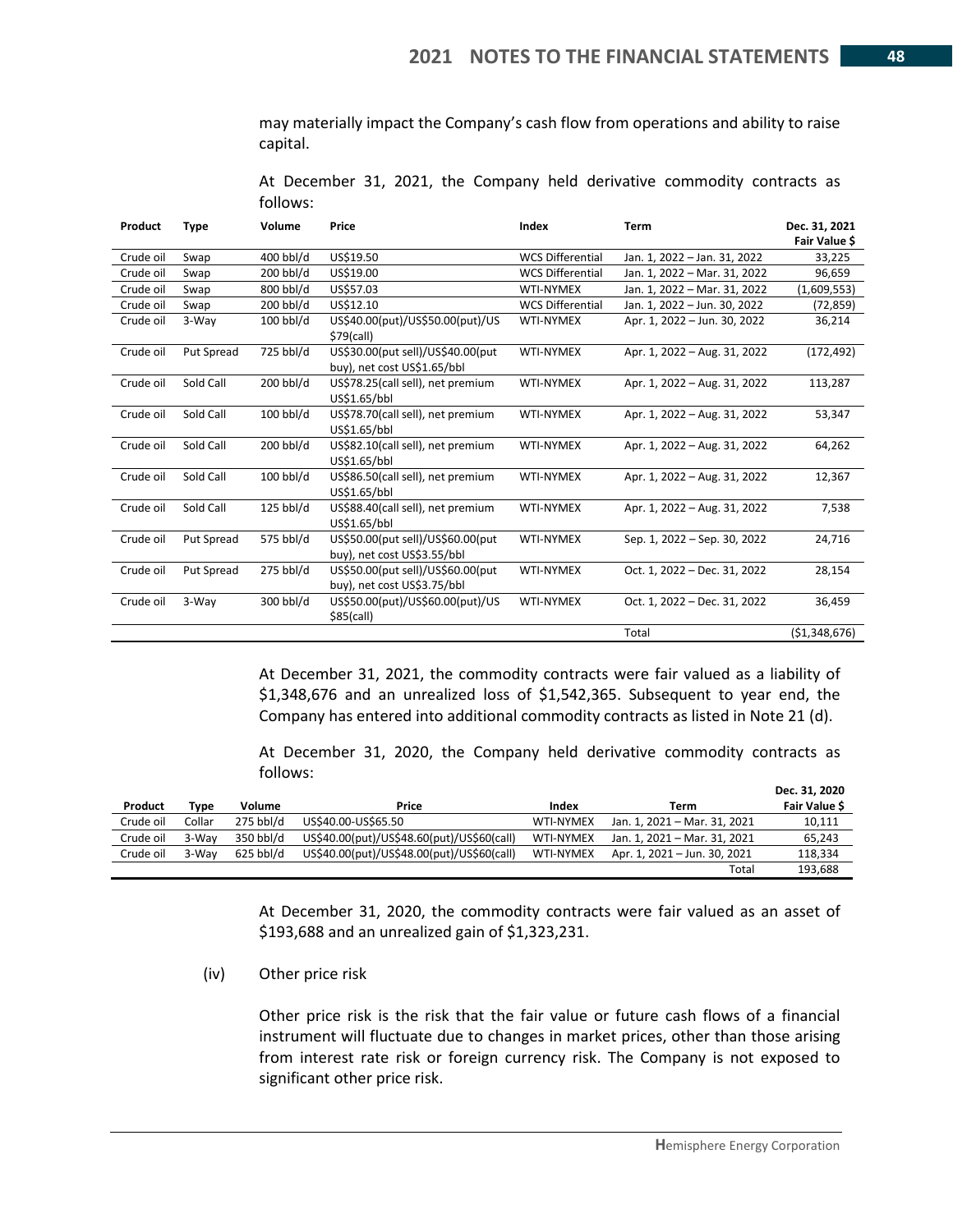may materially impact the Company's cash flow from operations and ability to raise capital.

At December 31, 2021, the Company held derivative commodity contracts as follows:

| Product | Type | Volume | Price | Index | Term | Dec. 31, 2021 Fair Value $ |
|---|---|---|---|---|---|---|
| Crude oil | Swap | 400 bbl/d | US$19.50 | WCS Differential | Jan. 1, 2022 – Jan. 31, 2022 | 33,225 |
| Crude oil | Swap | 200 bbl/d | US$19.00 | WCS Differential | Jan. 1, 2022 – Mar. 31, 2022 | 96,659 |
| Crude oil | Swap | 800 bbl/d | US$57.03 | WTI-NYMEX | Jan. 1, 2022 – Mar. 31, 2022 | (1,609,553) |
| Crude oil | Swap | 200 bbl/d | US$12.10 | WCS Differential | Jan. 1, 2022 – Jun. 30, 2022 | (72,859) |
| Crude oil | 3-Way | 100 bbl/d | US$40.00(put)/US$50.00(put)/US $79(call) | WTI-NYMEX | Apr. 1, 2022 – Jun. 30, 2022 | 36,214 |
| Crude oil | Put Spread | 725 bbl/d | US$30.00(put sell)/US$40.00(put buy), net cost US$1.65/bbl | WTI-NYMEX | Apr. 1, 2022 – Aug. 31, 2022 | (172,492) |
| Crude oil | Sold Call | 200 bbl/d | US$78.25(call sell), net premium US$1.65/bbl | WTI-NYMEX | Apr. 1, 2022 – Aug. 31, 2022 | 113,287 |
| Crude oil | Sold Call | 100 bbl/d | US$78.70(call sell), net premium US$1.65/bbl | WTI-NYMEX | Apr. 1, 2022 – Aug. 31, 2022 | 53,347 |
| Crude oil | Sold Call | 200 bbl/d | US$82.10(call sell), net premium US$1.65/bbl | WTI-NYMEX | Apr. 1, 2022 – Aug. 31, 2022 | 64,262 |
| Crude oil | Sold Call | 100 bbl/d | US$86.50(call sell), net premium US$1.65/bbl | WTI-NYMEX | Apr. 1, 2022 – Aug. 31, 2022 | 12,367 |
| Crude oil | Sold Call | 125 bbl/d | US$88.40(call sell), net premium US$1.65/bbl | WTI-NYMEX | Apr. 1, 2022 – Aug. 31, 2022 | 7,538 |
| Crude oil | Put Spread | 575 bbl/d | US$50.00(put sell)/US$60.00(put buy), net cost US$3.55/bbl | WTI-NYMEX | Sep. 1, 2022 – Sep. 30, 2022 | 24,716 |
| Crude oil | Put Spread | 275 bbl/d | US$50.00(put sell)/US$60.00(put buy), net cost US$3.75/bbl | WTI-NYMEX | Oct. 1, 2022 – Dec. 31, 2022 | 28,154 |
| Crude oil | 3-Way | 300 bbl/d | US$50.00(put)/US$60.00(put)/US $85(call) | WTI-NYMEX | Oct. 1, 2022 – Dec. 31, 2022 | 36,459 |
| | | | | | Total | ($1,348,676) |

At December 31, 2021, the commodity contracts were fair valued as a liability of $1,348,676 and an unrealized loss of $1,542,365. Subsequent to year end, the Company has entered into additional commodity contracts as listed in Note 21 (d).

At December 31, 2020, the Company held derivative commodity contracts as follows:

| Product | Type | Volume | Price | Index | Term | Dec. 31, 2020 Fair Value $ |
|---|---|---|---|---|---|---|
| Crude oil | Collar | 275 bbl/d | US$40.00-US$65.50 | WTI-NYMEX | Jan. 1, 2021 – Mar. 31, 2021 | 10,111 |
| Crude oil | 3-Way | 350 bbl/d | US$40.00(put)/US$48.60(put)/US$60(call) | WTI-NYMEX | Jan. 1, 2021 – Mar. 31, 2021 | 65,243 |
| Crude oil | 3-Way | 625 bbl/d | US$40.00(put)/US$48.00(put)/US$60(call) | WTI-NYMEX | Apr. 1, 2021 – Jun. 30, 2021 | 118,334 |
| | | | | | Total | 193,688 |

At December 31, 2020, the commodity contracts were fair valued as an asset of $193,688 and an unrealized gain of $1,323,231.

(iv) Other price risk

Other price risk is the risk that the fair value or future cash flows of a financial instrument will fluctuate due to changes in market prices, other than those arising from interest rate risk or foreign currency risk. The Company is not exposed to significant other price risk.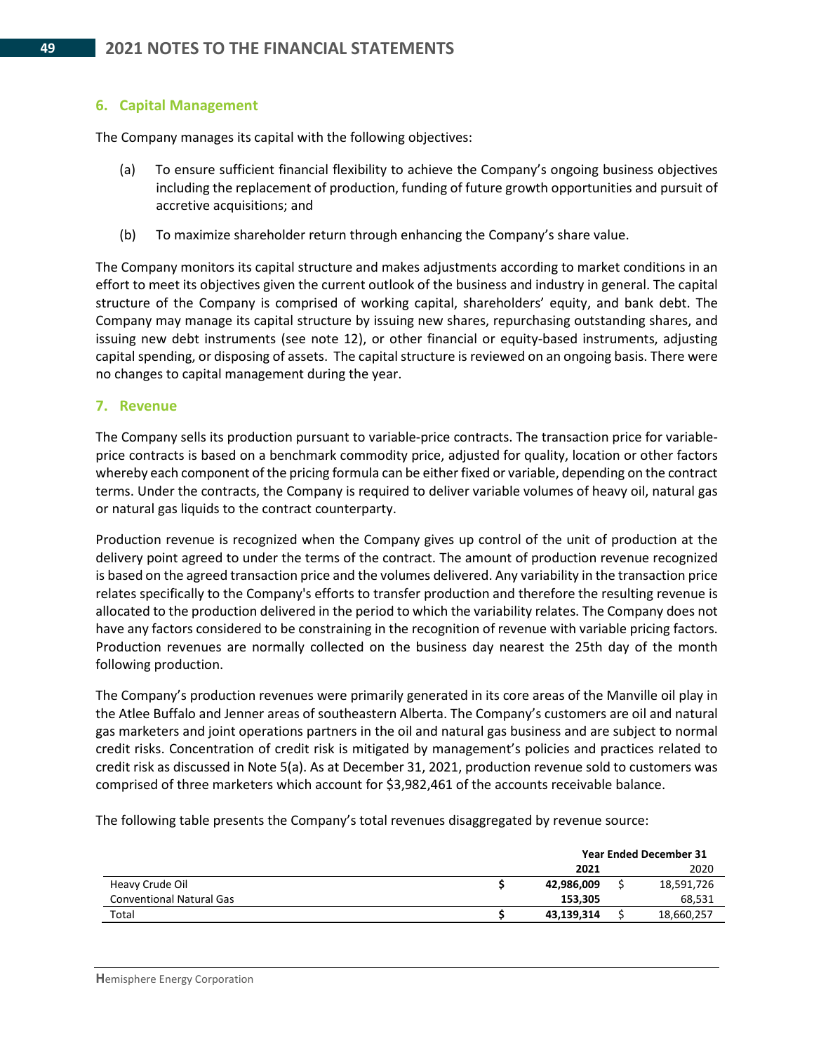## 6. Capital Management

The Company manages its capital with the following objectives:

(a) To ensure sufficient financial flexibility to achieve the Company's ongoing business objectives including the replacement of production, funding of future growth opportunities and pursuit of accretive acquisitions; and

(b) To maximize shareholder return through enhancing the Company's share value.

The Company monitors its capital structure and makes adjustments according to market conditions in an effort to meet its objectives given the current outlook of the business and industry in general. The capital structure of the Company is comprised of working capital, shareholders' equity, and bank debt. The Company may manage its capital structure by issuing new shares, repurchasing outstanding shares, and issuing new debt instruments (see note 12), or other financial or equity-based instruments, adjusting capital spending, or disposing of assets. The capital structure is reviewed on an ongoing basis. There were no changes to capital management during the year.

## 7. Revenue

The Company sells its production pursuant to variable-price contracts. The transaction price for variable-price contracts is based on a benchmark commodity price, adjusted for quality, location or other factors whereby each component of the pricing formula can be either fixed or variable, depending on the contract terms. Under the contracts, the Company is required to deliver variable volumes of heavy oil, natural gas or natural gas liquids to the contract counterparty.

Production revenue is recognized when the Company gives up control of the unit of production at the delivery point agreed to under the terms of the contract. The amount of production revenue recognized is based on the agreed transaction price and the volumes delivered. Any variability in the transaction price relates specifically to the Company's efforts to transfer production and therefore the resulting revenue is allocated to the production delivered in the period to which the variability relates. The Company does not have any factors considered to be constraining in the recognition of revenue with variable pricing factors. Production revenues are normally collected on the business day nearest the 25th day of the month following production.

The Company's production revenues were primarily generated in its core areas of the Manville oil play in the Atlee Buffalo and Jenner areas of southeastern Alberta. The Company's customers are oil and natural gas marketers and joint operations partners in the oil and natural gas business and are subject to normal credit risks. Concentration of credit risk is mitigated by management's policies and practices related to credit risk as discussed in Note 5(a). As at December 31, 2021, production revenue sold to customers was comprised of three marketers which account for $3,982,461 of the accounts receivable balance.

The following table presents the Company's total revenues disaggregated by revenue source:

| | Year Ended December 31 | |
|---|---|---|
| | **2021** | 2020 |
| Heavy Crude Oil | **$ 42,986,009** | $ 18,591,726 |
| Conventional Natural Gas | **153,305** | 68,531 |
| Total | **$ 43,139,314** | $ 18,660,257 |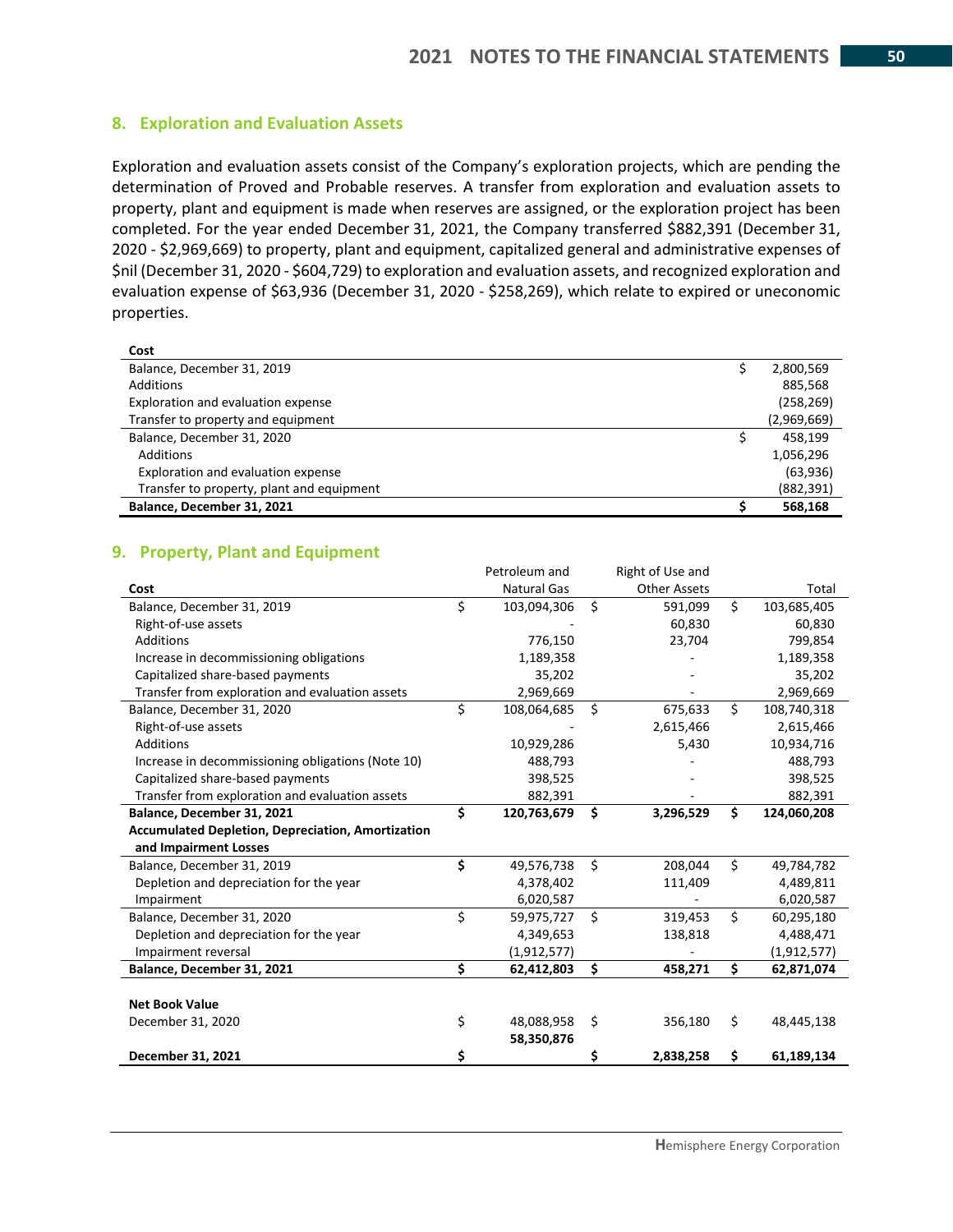## 8. Exploration and Evaluation Assets

Exploration and evaluation assets consist of the Company's exploration projects, which are pending the determination of Proved and Probable reserves. A transfer from exploration and evaluation assets to property, plant and equipment is made when reserves are assigned, or the exploration project has been completed. For the year ended December 31, 2021, the Company transferred $882,391 (December 31, 2020 - $2,969,669) to property, plant and equipment, capitalized general and administrative expenses of $nil (December 31, 2020 - $604,729) to exploration and evaluation assets, and recognized exploration and evaluation expense of $63,936 (December 31, 2020 - $258,269), which relate to expired or uneconomic properties.

| **Cost** | | |
|---|---|---|
| Balance, December 31, 2019 | $ | 2,800,569 |
| Additions | | 885,568 |
| Exploration and evaluation expense | | (258,269) |
| Transfer to property and equipment | | (2,969,669) |
| Balance, December 31, 2020 | $ | 458,199 |
| Additions | | 1,056,296 |
| Exploration and evaluation expense | | (63,936) |
| Transfer to property, plant and equipment | | (882,391) |
| **Balance, December 31, 2021** | **$** | **568,168** |

## 9. Property, Plant and Equipment

| **Cost** | | Petroleum and Natural Gas | | Right of Use and Other Assets | | Total |
|---|---|---|---|---|---|---|
| Balance, December 31, 2019 | $ | 103,094,306 | $ | 591,099 | $ | 103,685,405 |
| Right-of-use assets | | - | | 60,830 | | 60,830 |
| Additions | | 776,150 | | 23,704 | | 799,854 |
| Increase in decommissioning obligations | | 1,189,358 | | - | | 1,189,358 |
| Capitalized share-based payments | | 35,202 | | - | | 35,202 |
| Transfer from exploration and evaluation assets | | 2,969,669 | | - | | 2,969,669 |
| Balance, December 31, 2020 | $ | 108,064,685 | $ | 675,633 | $ | 108,740,318 |
| Right-of-use assets | | - | | 2,615,466 | | 2,615,466 |
| Additions | | 10,929,286 | | 5,430 | | 10,934,716 |
| Increase in decommissioning obligations (Note 10) | | 488,793 | | - | | 488,793 |
| Capitalized share-based payments | | 398,525 | | - | | 398,525 |
| Transfer from exploration and evaluation assets | | 882,391 | | - | | 882,391 |
| **Balance, December 31, 2021** | **$** | **120,763,679** | **$** | **3,296,529** | **$** | **124,060,208** |
| **Accumulated Depletion, Depreciation, Amortization and Impairment Losses** | | | | | | |
| Balance, December 31, 2019 | $ | 49,576,738 | $ | 208,044 | $ | 49,784,782 |
| Depletion and depreciation for the year | | 4,378,402 | | 111,409 | | 4,489,811 |
| Impairment | | 6,020,587 | | - | | 6,020,587 |
| Balance, December 31, 2020 | $ | 59,975,727 | $ | 319,453 | $ | 60,295,180 |
| Depletion and depreciation for the year | | 4,349,653 | | 138,818 | | 4,488,471 |
| Impairment reversal | | (1,912,577) | | - | | (1,912,577) |
| **Balance, December 31, 2021** | **$** | **62,412,803** | **$** | **458,271** | **$** | **62,871,074** |
| | | | | | | |
| **Net Book Value** | | | | | | |
| December 31, 2020 | $ | 48,088,958 | $ | 356,180 | $ | 48,445,138 |
| **December 31, 2021** | **$** | **58,350,876** | **$** | **2,838,258** | **$** | **61,189,134** |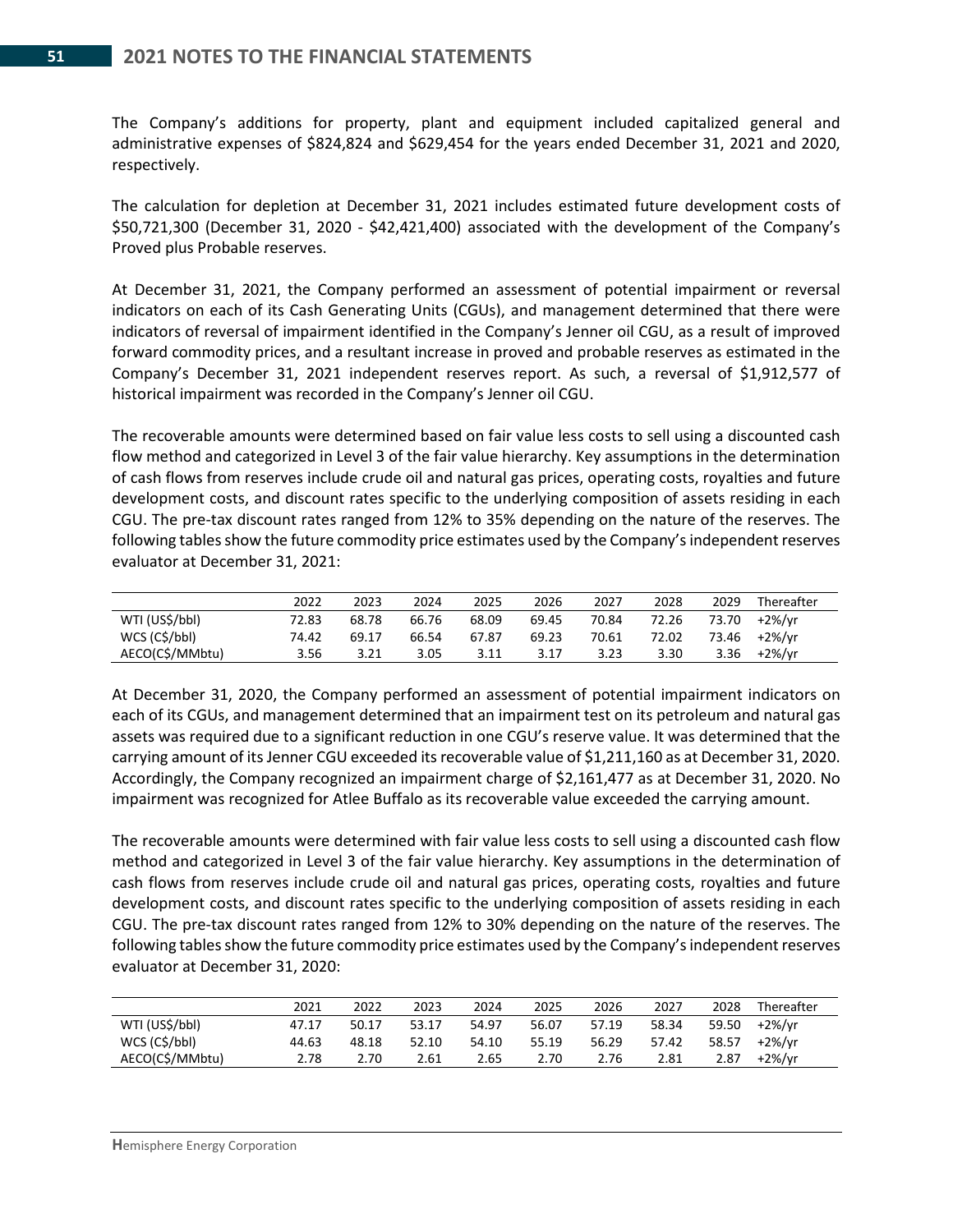The Company's additions for property, plant and equipment included capitalized general and administrative expenses of $824,824 and $629,454 for the years ended December 31, 2021 and 2020, respectively.

The calculation for depletion at December 31, 2021 includes estimated future development costs of $50,721,300 (December 31, 2020 - $42,421,400) associated with the development of the Company's Proved plus Probable reserves.

At December 31, 2021, the Company performed an assessment of potential impairment or reversal indicators on each of its Cash Generating Units (CGUs), and management determined that there were indicators of reversal of impairment identified in the Company's Jenner oil CGU, as a result of improved forward commodity prices, and a resultant increase in proved and probable reserves as estimated in the Company's December 31, 2021 independent reserves report. As such, a reversal of $1,912,577 of historical impairment was recorded in the Company's Jenner oil CGU.

The recoverable amounts were determined based on fair value less costs to sell using a discounted cash flow method and categorized in Level 3 of the fair value hierarchy. Key assumptions in the determination of cash flows from reserves include crude oil and natural gas prices, operating costs, royalties and future development costs, and discount rates specific to the underlying composition of assets residing in each CGU. The pre-tax discount rates ranged from 12% to 35% depending on the nature of the reserves. The following tables show the future commodity price estimates used by the Company's independent reserves evaluator at December 31, 2021:

| | 2022 | 2023 | 2024 | 2025 | 2026 | 2027 | 2028 | 2029 | Thereafter |
|---|---|---|---|---|---|---|---|---|---|
| WTI (US$/bbl) | 72.83 | 68.78 | 66.76 | 68.09 | 69.45 | 70.84 | 72.26 | 73.70 | +2%/yr |
| WCS (C$/bbl) | 74.42 | 69.17 | 66.54 | 67.87 | 69.23 | 70.61 | 72.02 | 73.46 | +2%/yr |
| AECO(C$/MMbtu) | 3.56 | 3.21 | 3.05 | 3.11 | 3.17 | 3.23 | 3.30 | 3.36 | +2%/yr |

At December 31, 2020, the Company performed an assessment of potential impairment indicators on each of its CGUs, and management determined that an impairment test on its petroleum and natural gas assets was required due to a significant reduction in one CGU's reserve value. It was determined that the carrying amount of its Jenner CGU exceeded its recoverable value of $1,211,160 as at December 31, 2020. Accordingly, the Company recognized an impairment charge of $2,161,477 as at December 31, 2020. No impairment was recognized for Atlee Buffalo as its recoverable value exceeded the carrying amount.

The recoverable amounts were determined with fair value less costs to sell using a discounted cash flow method and categorized in Level 3 of the fair value hierarchy. Key assumptions in the determination of cash flows from reserves include crude oil and natural gas prices, operating costs, royalties and future development costs, and discount rates specific to the underlying composition of assets residing in each CGU. The pre-tax discount rates ranged from 12% to 30% depending on the nature of the reserves. The following tables show the future commodity price estimates used by the Company's independent reserves evaluator at December 31, 2020:

| | 2021 | 2022 | 2023 | 2024 | 2025 | 2026 | 2027 | 2028 | Thereafter |
|---|---|---|---|---|---|---|---|---|---|
| WTI (US$/bbl) | 47.17 | 50.17 | 53.17 | 54.97 | 56.07 | 57.19 | 58.34 | 59.50 | +2%/yr |
| WCS (C$/bbl) | 44.63 | 48.18 | 52.10 | 54.10 | 55.19 | 56.29 | 57.42 | 58.57 | +2%/yr |
| AECO(C$/MMbtu) | 2.78 | 2.70 | 2.61 | 2.65 | 2.70 | 2.76 | 2.81 | 2.87 | +2%/yr |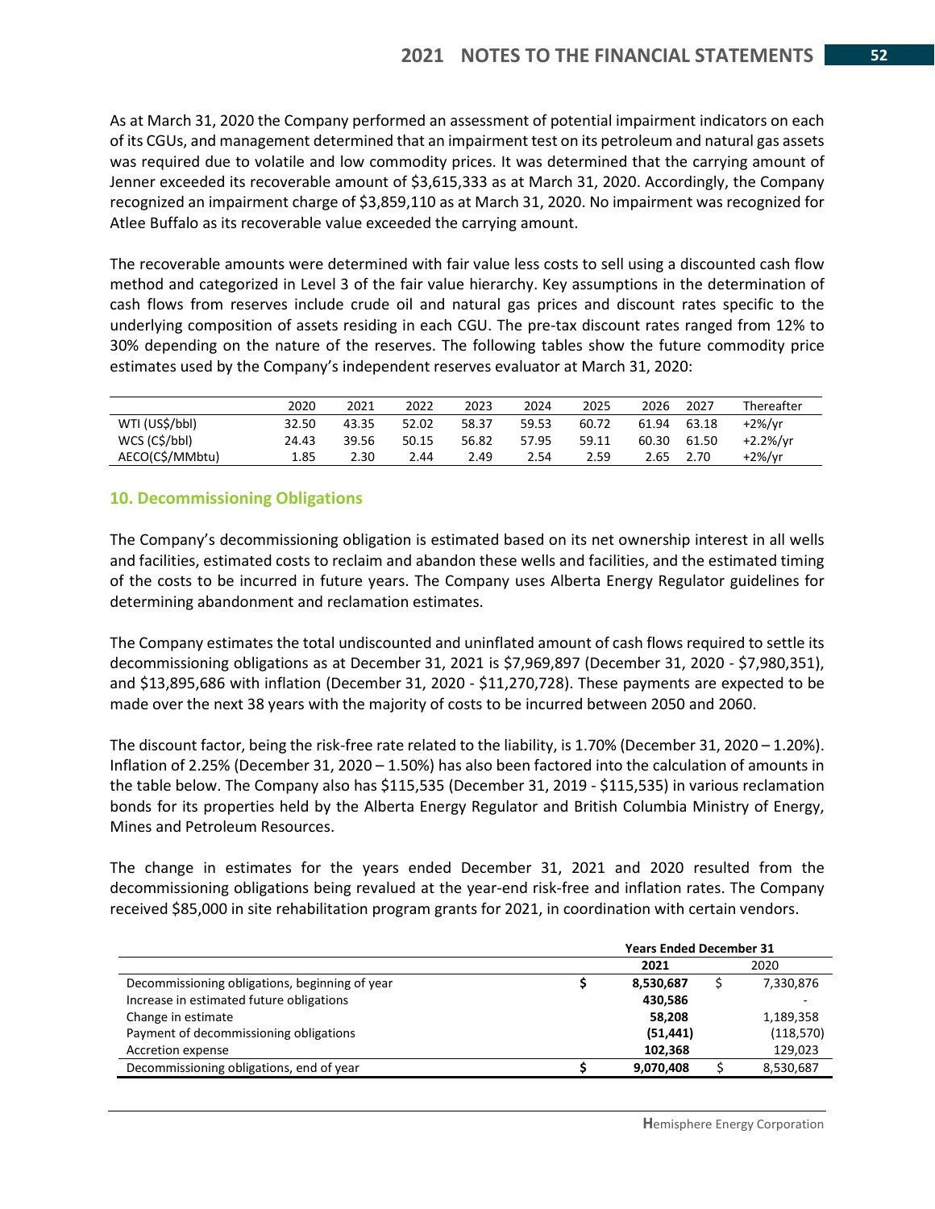As at March 31, 2020 the Company performed an assessment of potential impairment indicators on each of its CGUs, and management determined that an impairment test on its petroleum and natural gas assets was required due to volatile and low commodity prices. It was determined that the carrying amount of Jenner exceeded its recoverable amount of $3,615,333 as at March 31, 2020. Accordingly, the Company recognized an impairment charge of $3,859,110 as at March 31, 2020. No impairment was recognized for Atlee Buffalo as its recoverable value exceeded the carrying amount.

The recoverable amounts were determined with fair value less costs to sell using a discounted cash flow method and categorized in Level 3 of the fair value hierarchy. Key assumptions in the determination of cash flows from reserves include crude oil and natural gas prices and discount rates specific to the underlying composition of assets residing in each CGU. The pre-tax discount rates ranged from 12% to 30% depending on the nature of the reserves. The following tables show the future commodity price estimates used by the Company's independent reserves evaluator at March 31, 2020:

| | 2020 | 2021 | 2022 | 2023 | 2024 | 2025 | 2026 | 2027 | Thereafter |
|---|---|---|---|---|---|---|---|---|---|
| WTI (US$/bbl) | 32.50 | 43.35 | 52.02 | 58.37 | 59.53 | 60.72 | 61.94 | 63.18 | +2%/yr |
| WCS (C$/bbl) | 24.43 | 39.56 | 50.15 | 56.82 | 57.95 | 59.11 | 60.30 | 61.50 | +2.2%/yr |
| AECO(C$/MMbtu) | 1.85 | 2.30 | 2.44 | 2.49 | 2.54 | 2.59 | 2.65 | 2.70 | +2%/yr |

## 10. Decommissioning Obligations

The Company's decommissioning obligation is estimated based on its net ownership interest in all wells and facilities, estimated costs to reclaim and abandon these wells and facilities, and the estimated timing of the costs to be incurred in future years. The Company uses Alberta Energy Regulator guidelines for determining abandonment and reclamation estimates.

The Company estimates the total undiscounted and uninflated amount of cash flows required to settle its decommissioning obligations as at December 31, 2021 is $7,969,897 (December 31, 2020 - $7,980,351), and $13,895,686 with inflation (December 31, 2020 - $11,270,728). These payments are expected to be made over the next 38 years with the majority of costs to be incurred between 2050 and 2060.

The discount factor, being the risk-free rate related to the liability, is 1.70% (December 31, 2020 – 1.20%). Inflation of 2.25% (December 31, 2020 – 1.50%) has also been factored into the calculation of amounts in the table below. The Company also has $115,535 (December 31, 2019 - $115,535) in various reclamation bonds for its properties held by the Alberta Energy Regulator and British Columbia Ministry of Energy, Mines and Petroleum Resources.

The change in estimates for the years ended December 31, 2021 and 2020 resulted from the decommissioning obligations being revalued at the year-end risk-free and inflation rates. The Company received $85,000 in site rehabilitation program grants for 2021, in coordination with certain vendors.

| | **Years Ended December 31** | |
|---|---|---|
| | **2021** | 2020 |
| Decommissioning obligations, beginning of year | **$ 8,530,687** | $ 7,330,876 |
| Increase in estimated future obligations | **430,586** | - |
| Change in estimate | **58,208** | 1,189,358 |
| Payment of decommissioning obligations | **(51,441)** | (118,570) |
| Accretion expense | **102,368** | 129,023 |
| Decommissioning obligations, end of year | **$ 9,070,408** | $ 8,530,687 |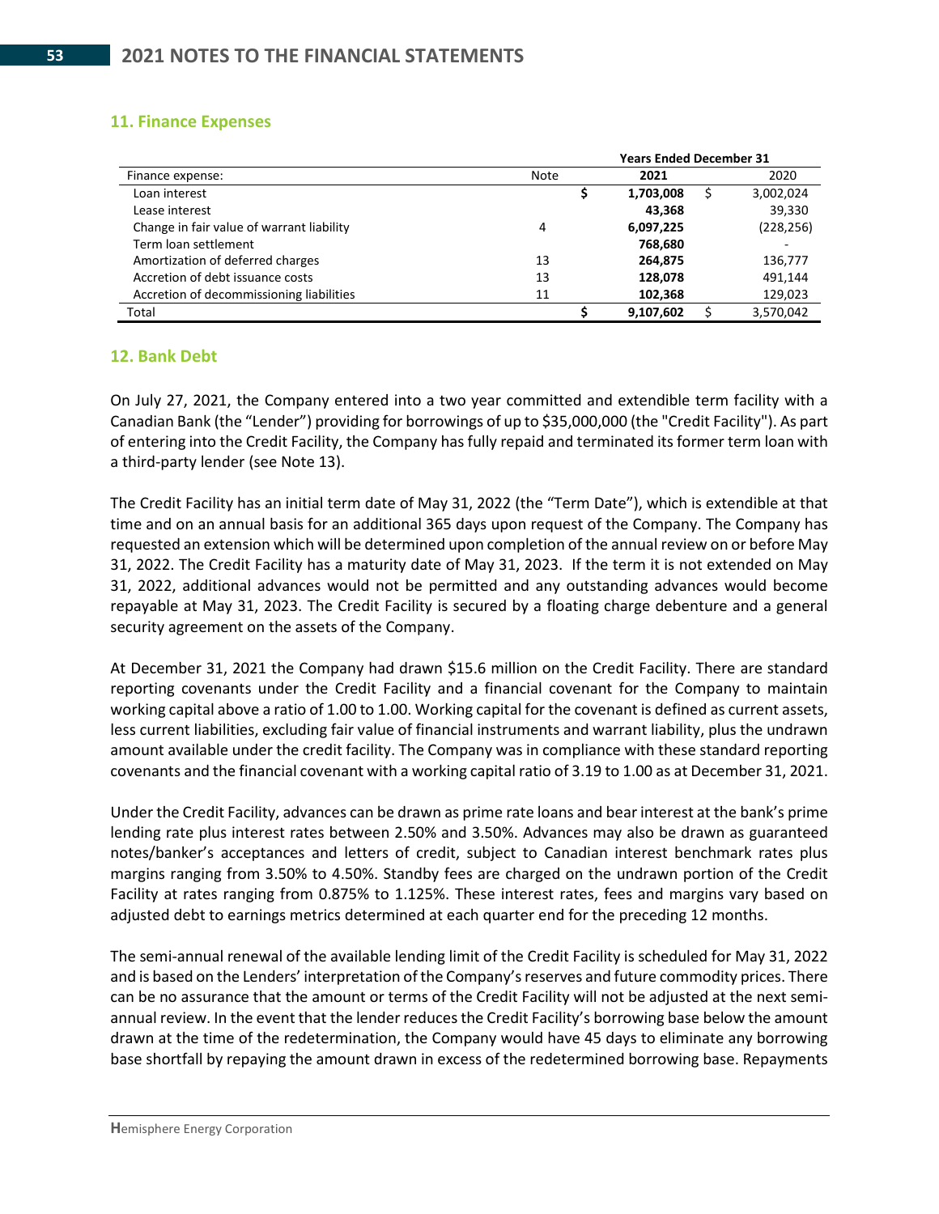## 11. Finance Expenses

| Finance expense: | Note | Years Ended December 31 2021 | 2020 |
|---|---|---|---|
| Loan interest | | **$ 1,703,008** | $ 3,002,024 |
| Lease interest | | **43,368** | 39,330 |
| Change in fair value of warrant liability | 4 | **6,097,225** | (228,256) |
| Term loan settlement | | **768,680** | - |
| Amortization of deferred charges | 13 | **264,875** | 136,777 |
| Accretion of debt issuance costs | 13 | **128,078** | 491,144 |
| Accretion of decommissioning liabilities | 11 | **102,368** | 129,023 |
| Total | | **$ 9,107,602** | $ 3,570,042 |

## 12. Bank Debt

On July 27, 2021, the Company entered into a two year committed and extendible term facility with a Canadian Bank (the "Lender") providing for borrowings of up to $35,000,000 (the "Credit Facility"). As part of entering into the Credit Facility, the Company has fully repaid and terminated its former term loan with a third-party lender (see Note 13).

The Credit Facility has an initial term date of May 31, 2022 (the "Term Date"), which is extendible at that time and on an annual basis for an additional 365 days upon request of the Company. The Company has requested an extension which will be determined upon completion of the annual review on or before May 31, 2022. The Credit Facility has a maturity date of May 31, 2023. If the term it is not extended on May 31, 2022, additional advances would not be permitted and any outstanding advances would become repayable at May 31, 2023. The Credit Facility is secured by a floating charge debenture and a general security agreement on the assets of the Company.

At December 31, 2021 the Company had drawn $15.6 million on the Credit Facility. There are standard reporting covenants under the Credit Facility and a financial covenant for the Company to maintain working capital above a ratio of 1.00 to 1.00. Working capital for the covenant is defined as current assets, less current liabilities, excluding fair value of financial instruments and warrant liability, plus the undrawn amount available under the credit facility. The Company was in compliance with these standard reporting covenants and the financial covenant with a working capital ratio of 3.19 to 1.00 as at December 31, 2021.

Under the Credit Facility, advances can be drawn as prime rate loans and bear interest at the bank's prime lending rate plus interest rates between 2.50% and 3.50%. Advances may also be drawn as guaranteed notes/banker's acceptances and letters of credit, subject to Canadian interest benchmark rates plus margins ranging from 3.50% to 4.50%. Standby fees are charged on the undrawn portion of the Credit Facility at rates ranging from 0.875% to 1.125%. These interest rates, fees and margins vary based on adjusted debt to earnings metrics determined at each quarter end for the preceding 12 months.

The semi-annual renewal of the available lending limit of the Credit Facility is scheduled for May 31, 2022 and is based on the Lenders' interpretation of the Company's reserves and future commodity prices. There can be no assurance that the amount or terms of the Credit Facility will not be adjusted at the next semi-annual review. In the event that the lender reduces the Credit Facility's borrowing base below the amount drawn at the time of the redetermination, the Company would have 45 days to eliminate any borrowing base shortfall by repaying the amount drawn in excess of the redetermined borrowing base. Repayments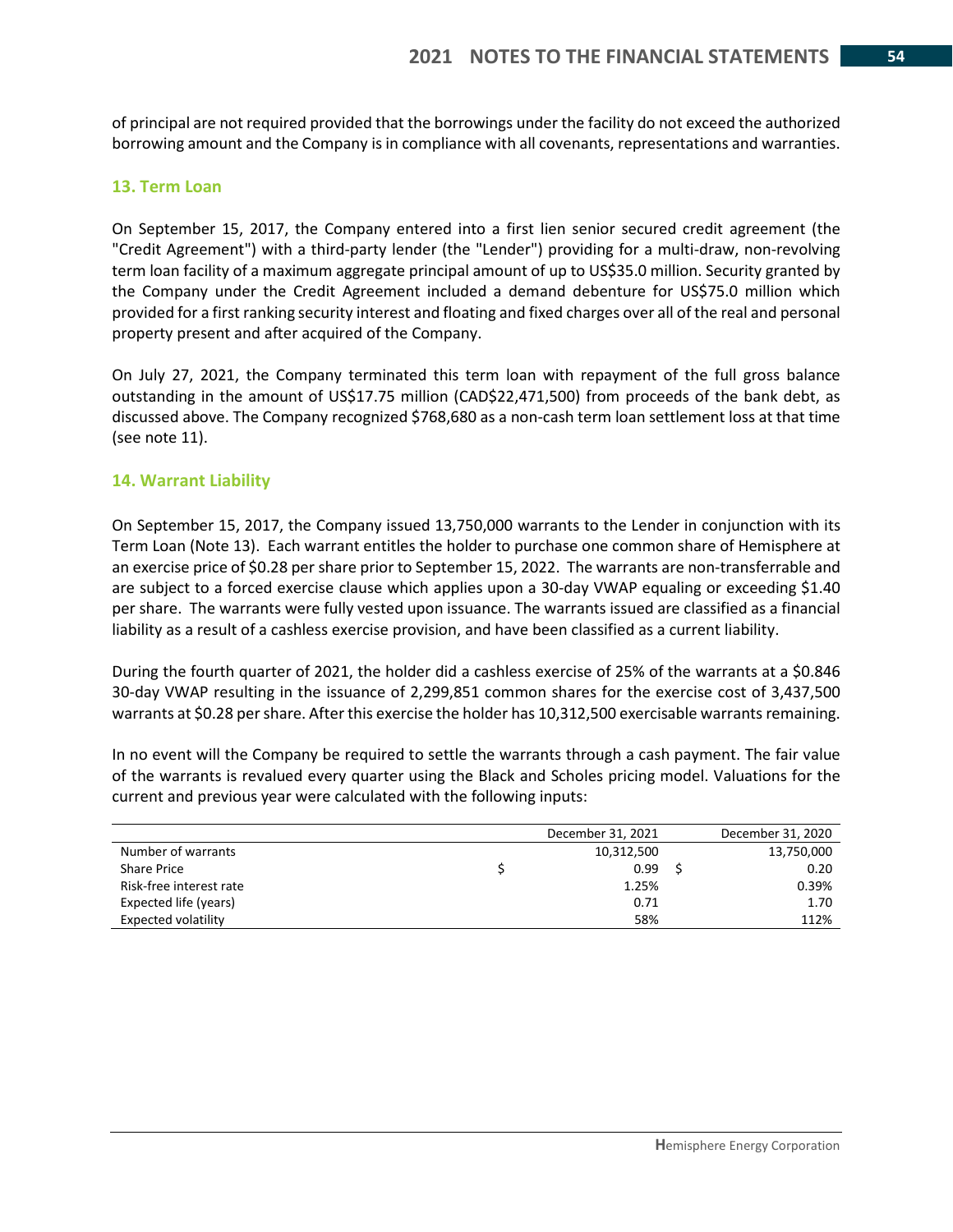of principal are not required provided that the borrowings under the facility do not exceed the authorized borrowing amount and the Company is in compliance with all covenants, representations and warranties.

## 13. Term Loan

On September 15, 2017, the Company entered into a first lien senior secured credit agreement (the "Credit Agreement") with a third-party lender (the "Lender") providing for a multi-draw, non-revolving term loan facility of a maximum aggregate principal amount of up to US$35.0 million. Security granted by the Company under the Credit Agreement included a demand debenture for US$75.0 million which provided for a first ranking security interest and floating and fixed charges over all of the real and personal property present and after acquired of the Company.

On July 27, 2021, the Company terminated this term loan with repayment of the full gross balance outstanding in the amount of US$17.75 million (CAD$22,471,500) from proceeds of the bank debt, as discussed above. The Company recognized $768,680 as a non-cash term loan settlement loss at that time (see note 11).

## 14. Warrant Liability

On September 15, 2017, the Company issued 13,750,000 warrants to the Lender in conjunction with its Term Loan (Note 13). Each warrant entitles the holder to purchase one common share of Hemisphere at an exercise price of $0.28 per share prior to September 15, 2022. The warrants are non-transferrable and are subject to a forced exercise clause which applies upon a 30-day VWAP equaling or exceeding $1.40 per share. The warrants were fully vested upon issuance. The warrants issued are classified as a financial liability as a result of a cashless exercise provision, and have been classified as a current liability.

During the fourth quarter of 2021, the holder did a cashless exercise of 25% of the warrants at a $0.846 30-day VWAP resulting in the issuance of 2,299,851 common shares for the exercise cost of 3,437,500 warrants at $0.28 per share. After this exercise the holder has 10,312,500 exercisable warrants remaining.

In no event will the Company be required to settle the warrants through a cash payment. The fair value of the warrants is revalued every quarter using the Black and Scholes pricing model. Valuations for the current and previous year were calculated with the following inputs:

| | December 31, 2021 | December 31, 2020 |
|---|---|---|
| Number of warrants | 10,312,500 | 13,750,000 |
| Share Price | $ 0.99 | $ 0.20 |
| Risk-free interest rate | 1.25% | 0.39% |
| Expected life (years) | 0.71 | 1.70 |
| Expected volatility | 58% | 112% |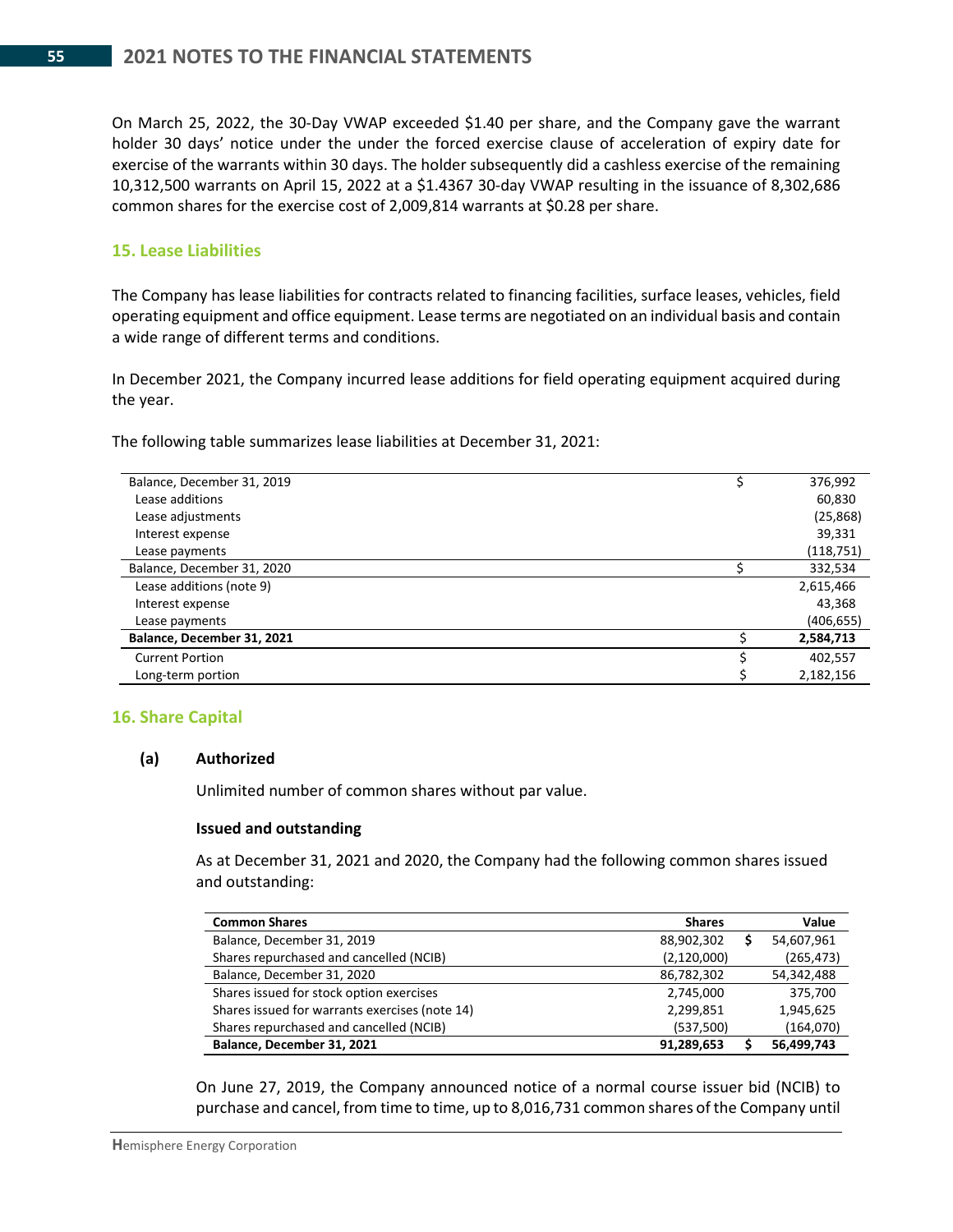On March 25, 2022, the 30-Day VWAP exceeded $1.40 per share, and the Company gave the warrant holder 30 days' notice under the under the forced exercise clause of acceleration of expiry date for exercise of the warrants within 30 days. The holder subsequently did a cashless exercise of the remaining 10,312,500 warrants on April 15, 2022 at a $1.4367 30-day VWAP resulting in the issuance of 8,302,686 common shares for the exercise cost of 2,009,814 warrants at $0.28 per share.

## 15. Lease Liabilities

The Company has lease liabilities for contracts related to financing facilities, surface leases, vehicles, field operating equipment and office equipment. Lease terms are negotiated on an individual basis and contain a wide range of different terms and conditions.

In December 2021, the Company incurred lease additions for field operating equipment acquired during the year.

The following table summarizes lease liabilities at December 31, 2021:

| | | |
|---|---|---|
| Balance, December 31, 2019 | $ | 376,992 |
| Lease additions | | 60,830 |
| Lease adjustments | | (25,868) |
| Interest expense | | 39,331 |
| Lease payments | | (118,751) |
| Balance, December 31, 2020 | $ | 332,534 |
| Lease additions (note 9) | | 2,615,466 |
| Interest expense | | 43,368 |
| Lease payments | | (406,655) |
| **Balance, December 31, 2021** | $ | **2,584,713** |
| Current Portion | $ | 402,557 |
| Long-term portion | $ | 2,182,156 |

## 16. Share Capital

### (a) Authorized

Unlimited number of common shares without par value.

**Issued and outstanding**

As at December 31, 2021 and 2020, the Company had the following common shares issued and outstanding:

| Common Shares | Shares | | Value |
|---|---|---|---|
| Balance, December 31, 2019 | 88,902,302 | $ | 54,607,961 |
| Shares repurchased and cancelled (NCIB) | (2,120,000) | | (265,473) |
| Balance, December 31, 2020 | 86,782,302 | | 54,342,488 |
| Shares issued for stock option exercises | 2,745,000 | | 375,700 |
| Shares issued for warrants exercises (note 14) | 2,299,851 | | 1,945,625 |
| Shares repurchased and cancelled (NCIB) | (537,500) | | (164,070) |
| **Balance, December 31, 2021** | **91,289,653** | **$** | **56,499,743** |

On June 27, 2019, the Company announced notice of a normal course issuer bid (NCIB) to purchase and cancel, from time to time, up to 8,016,731 common shares of the Company until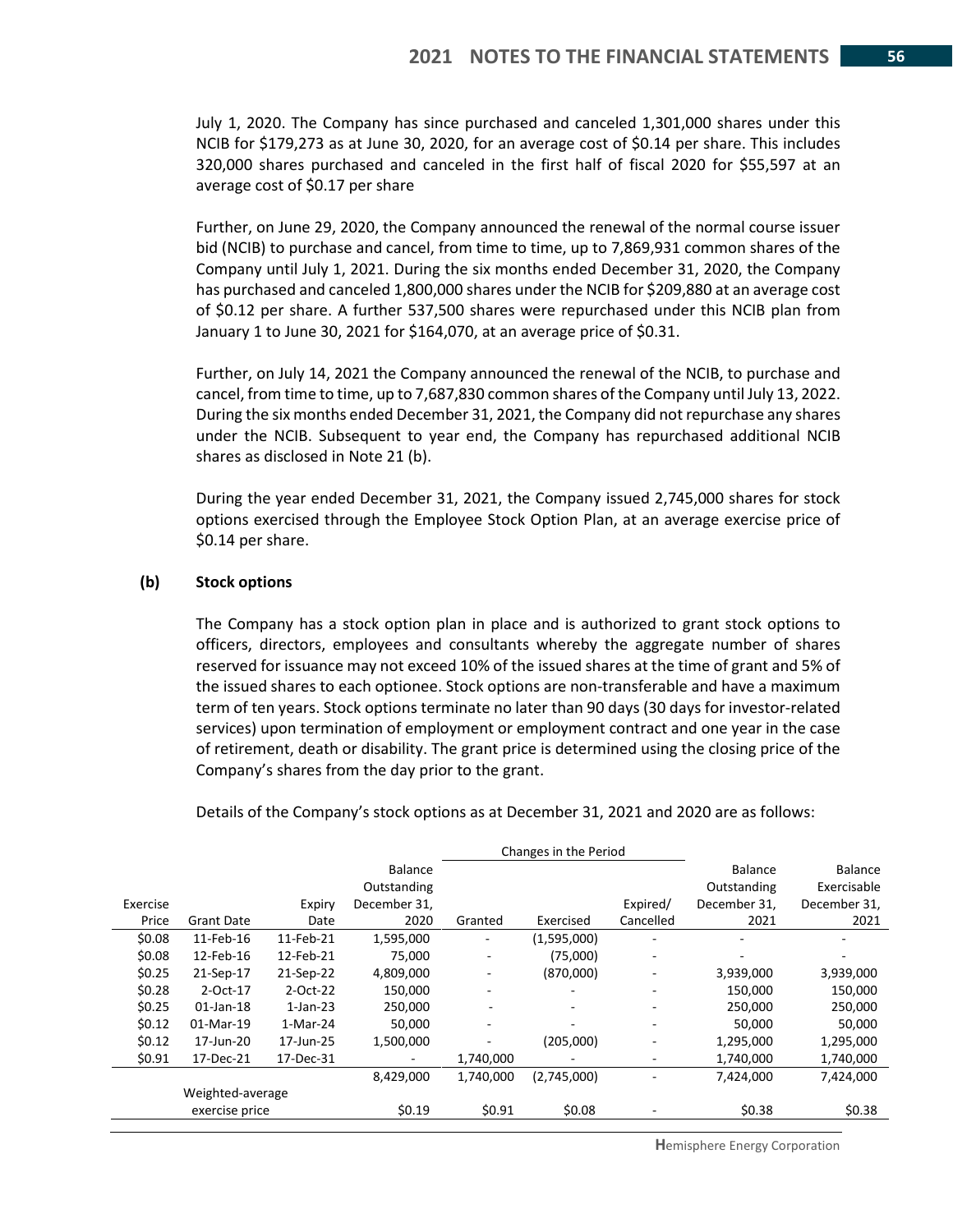July 1, 2020. The Company has since purchased and canceled 1,301,000 shares under this NCIB for $179,273 as at June 30, 2020, for an average cost of $0.14 per share. This includes 320,000 shares purchased and canceled in the first half of fiscal 2020 for $55,597 at an average cost of $0.17 per share

Further, on June 29, 2020, the Company announced the renewal of the normal course issuer bid (NCIB) to purchase and cancel, from time to time, up to 7,869,931 common shares of the Company until July 1, 2021. During the six months ended December 31, 2020, the Company has purchased and canceled 1,800,000 shares under the NCIB for $209,880 at an average cost of $0.12 per share. A further 537,500 shares were repurchased under this NCIB plan from January 1 to June 30, 2021 for $164,070, at an average price of $0.31.

Further, on July 14, 2021 the Company announced the renewal of the NCIB, to purchase and cancel, from time to time, up to 7,687,830 common shares of the Company until July 13, 2022. During the six months ended December 31, 2021, the Company did not repurchase any shares under the NCIB. Subsequent to year end, the Company has repurchased additional NCIB shares as disclosed in Note 21 (b).

During the year ended December 31, 2021, the Company issued 2,745,000 shares for stock options exercised through the Employee Stock Option Plan, at an average exercise price of $0.14 per share.

**(b) Stock options**

The Company has a stock option plan in place and is authorized to grant stock options to officers, directors, employees and consultants whereby the aggregate number of shares reserved for issuance may not exceed 10% of the issued shares at the time of grant and 5% of the issued shares to each optionee. Stock options are non-transferable and have a maximum term of ten years. Stock options terminate no later than 90 days (30 days for investor-related services) upon termination of employment or employment contract and one year in the case of retirement, death or disability. The grant price is determined using the closing price of the Company's shares from the day prior to the grant.

Details of the Company's stock options as at December 31, 2021 and 2020 are as follows:

| | | | | Changes in the Period | | | | |
|---|---|---|---|---|---|---|---|---|
| Exercise Price | Grant Date | Expiry Date | Balance Outstanding December 31, 2020 | Granted | Exercised | Expired/ Cancelled | Balance Outstanding December 31, 2021 | Balance Exercisable December 31, 2021 |
| $0.08 | 11-Feb-16 | 11-Feb-21 | 1,595,000 | - | (1,595,000) | - | - | - |
| $0.08 | 12-Feb-16 | 12-Feb-21 | 75,000 | - | (75,000) | - | - | - |
| $0.25 | 21-Sep-17 | 21-Sep-22 | 4,809,000 | - | (870,000) | - | 3,939,000 | 3,939,000 |
| $0.28 | 2-Oct-17 | 2-Oct-22 | 150,000 | - | - | - | 150,000 | 150,000 |
| $0.25 | 01-Jan-18 | 1-Jan-23 | 250,000 | - | - | - | 250,000 | 250,000 |
| $0.12 | 01-Mar-19 | 1-Mar-24 | 50,000 | - | - | - | 50,000 | 50,000 |
| $0.12 | 17-Jun-20 | 17-Jun-25 | 1,500,000 | - | (205,000) | - | 1,295,000 | 1,295,000 |
| $0.91 | 17-Dec-21 | 17-Dec-31 | - | 1,740,000 | - | - | 1,740,000 | 1,740,000 |
| | | | 8,429,000 | 1,740,000 | (2,745,000) | - | 7,424,000 | 7,424,000 |
| | Weighted-average exercise price | | $0.19 | $0.91 | $0.08 | - | $0.38 | $0.38 |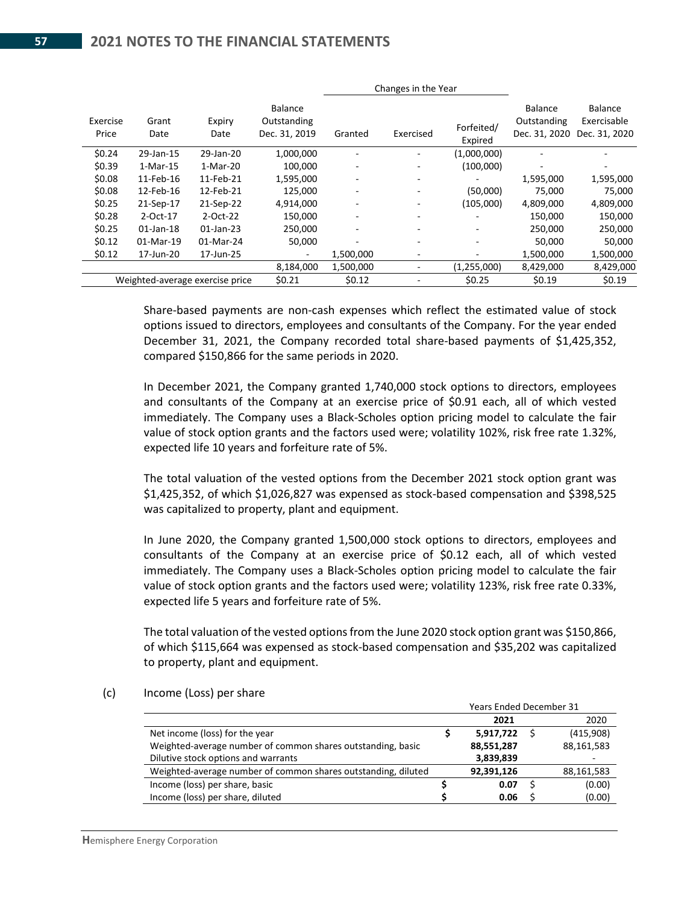| Exercise Price | Grant Date | Expiry Date | Balance Outstanding Dec. 31, 2019 | Changes in the Year | | | Balance Outstanding Dec. 31, 2020 | Balance Exercisable Dec. 31, 2020 |
|---|---|---|---|---|---|---|---|---|
| | | | | Granted | Exercised | Forfeited/ Expired | | |
| $0.24 | 29-Jan-15 | 29-Jan-20 | 1,000,000 | - | - | (1,000,000) | - | - |
| $0.39 | 1-Mar-15 | 1-Mar-20 | 100,000 | - | - | (100,000) | - | - |
| $0.08 | 11-Feb-16 | 11-Feb-21 | 1,595,000 | - | - | - | 1,595,000 | 1,595,000 |
| $0.08 | 12-Feb-16 | 12-Feb-21 | 125,000 | - | - | (50,000) | 75,000 | 75,000 |
| $0.25 | 21-Sep-17 | 21-Sep-22 | 4,914,000 | - | - | (105,000) | 4,809,000 | 4,809,000 |
| $0.28 | 2-Oct-17 | 2-Oct-22 | 150,000 | - | - | - | 150,000 | 150,000 |
| $0.25 | 01-Jan-18 | 01-Jan-23 | 250,000 | - | - | - | 250,000 | 250,000 |
| $0.12 | 01-Mar-19 | 01-Mar-24 | 50,000 | - | - | - | 50,000 | 50,000 |
| $0.12 | 17-Jun-20 | 17-Jun-25 | - | 1,500,000 | - | - | 1,500,000 | 1,500,000 |
| | | | 8,184,000 | 1,500,000 | - | (1,255,000) | 8,429,000 | 8,429,000 |
| Weighted-average exercise price | | | $0.21 | $0.12 | - | $0.25 | $0.19 | $0.19 |

Share-based payments are non-cash expenses which reflect the estimated value of stock options issued to directors, employees and consultants of the Company. For the year ended December 31, 2021, the Company recorded total share-based payments of $1,425,352, compared $150,866 for the same periods in 2020.

In December 2021, the Company granted 1,740,000 stock options to directors, employees and consultants of the Company at an exercise price of $0.91 each, all of which vested immediately. The Company uses a Black-Scholes option pricing model to calculate the fair value of stock option grants and the factors used were; volatility 102%, risk free rate 1.32%, expected life 10 years and forfeiture rate of 5%.

The total valuation of the vested options from the December 2021 stock option grant was $1,425,352, of which $1,026,827 was expensed as stock-based compensation and $398,525 was capitalized to property, plant and equipment.

In June 2020, the Company granted 1,500,000 stock options to directors, employees and consultants of the Company at an exercise price of $0.12 each, all of which vested immediately. The Company uses a Black-Scholes option pricing model to calculate the fair value of stock option grants and the factors used were; volatility 123%, risk free rate 0.33%, expected life 5 years and forfeiture rate of 5%.

The total valuation of the vested options from the June 2020 stock option grant was $150,866, of which $115,664 was expensed as stock-based compensation and $35,202 was capitalized to property, plant and equipment.

(c) Income (Loss) per share

| | Years Ended December 31 | |
|---|---|---|
| | **2021** | 2020 |
| Net income (loss) for the year | $ **5,917,722** | $ (415,908) |
| Weighted-average number of common shares outstanding, basic | **88,551,287** | 88,161,583 |
| Dilutive stock options and warrants | **3,839,839** | - |
| Weighted-average number of common shares outstanding, diluted | **92,391,126** | 88,161,583 |
| Income (loss) per share, basic | $ **0.07** | $ (0.00) |
| Income (loss) per share, diluted | $ **0.06** | $ (0.00) |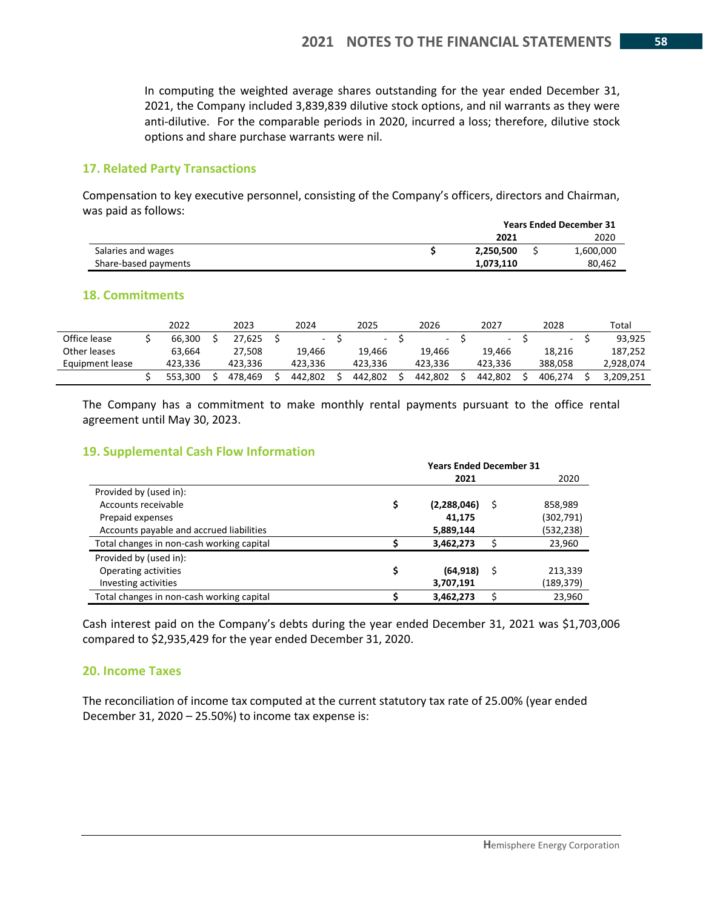In computing the weighted average shares outstanding for the year ended December 31, 2021, the Company included 3,839,839 dilutive stock options, and nil warrants as they were anti-dilutive. For the comparable periods in 2020, incurred a loss; therefore, dilutive stock options and share purchase warrants were nil.

## 17. Related Party Transactions

Compensation to key executive personnel, consisting of the Company's officers, directors and Chairman, was paid as follows:

| | Years Ended December 31 | |
|---|---|---|
| | **2021** | 2020 |
| Salaries and wages | **$ 2,250,500** | $ 1,600,000 |
| Share-based payments | **1,073,110** | 80,462 |

## 18. Commitments

| | 2022 | 2023 | 2024 | 2025 | 2026 | 2027 | 2028 | Total |
|---|---|---|---|---|---|---|---|---|
| Office lease | $ 66,300 | $ 27,625 | $ - | $ - | $ - | $ - | $ - | $ 93,925 |
| Other leases | 63,664 | 27,508 | 19,466 | 19,466 | 19,466 | 19,466 | 18,216 | 187,252 |
| Equipment lease | 423,336 | 423,336 | 423,336 | 423,336 | 423,336 | 423,336 | 388,058 | 2,928,074 |
| | $ 553,300 | $ 478,469 | $ 442,802 | $ 442,802 | $ 442,802 | $ 442,802 | $ 406,274 | $ 3,209,251 |

The Company has a commitment to make monthly rental payments pursuant to the office rental agreement until May 30, 2023.

## 19. Supplemental Cash Flow Information

| | Years Ended December 31 | |
|---|---|---|
| | **2021** | 2020 |
| Provided by (used in): | | |
| Accounts receivable | **$ (2,288,046)** | $ 858,989 |
| Prepaid expenses | **41,175** | (302,791) |
| Accounts payable and accrued liabilities | **5,889,144** | (532,238) |
| Total changes in non-cash working capital | **$ 3,462,273** | $ 23,960 |
| Provided by (used in): | | |
| Operating activities | **$ (64,918)** | $ 213,339 |
| Investing activities | **3,707,191** | (189,379) |
| Total changes in non-cash working capital | **$ 3,462,273** | $ 23,960 |

Cash interest paid on the Company's debts during the year ended December 31, 2021 was $1,703,006 compared to $2,935,429 for the year ended December 31, 2020.

## 20. Income Taxes

The reconciliation of income tax computed at the current statutory tax rate of 25.00% (year ended December 31, 2020 – 25.50%) to income tax expense is: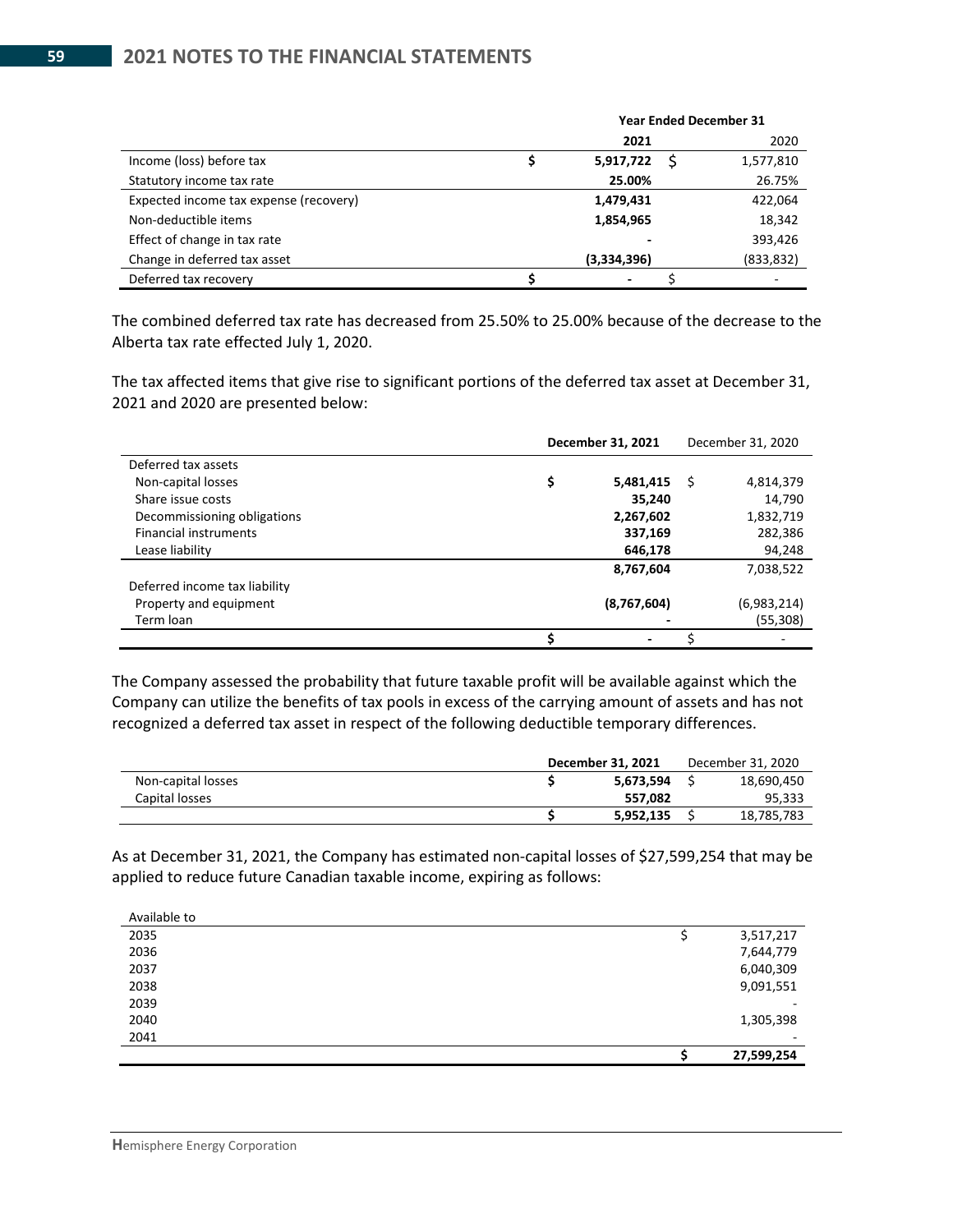| | Year Ended December 31 | |
|---|---|---|
| | **2021** | 2020 |
| Income (loss) before tax | **$ 5,917,722** | $ 1,577,810 |
| Statutory income tax rate | **25.00%** | 26.75% |
| Expected income tax expense (recovery) | **1,479,431** | 422,064 |
| Non-deductible items | **1,854,965** | 18,342 |
| Effect of change in tax rate | **-** | 393,426 |
| Change in deferred tax asset | **(3,334,396)** | (833,832) |
| Deferred tax recovery | **$ -** | $ - |

The combined deferred tax rate has decreased from 25.50% to 25.00% because of the decrease to the Alberta tax rate effected July 1, 2020.

The tax affected items that give rise to significant portions of the deferred tax asset at December 31, 2021 and 2020 are presented below:

| | **December 31, 2021** | December 31, 2020 |
|---|---|---|
| Deferred tax assets | | |
| Non-capital losses | **$ 5,481,415** | $ 4,814,379 |
| Share issue costs | **35,240** | 14,790 |
| Decommissioning obligations | **2,267,602** | 1,832,719 |
| Financial instruments | **337,169** | 282,386 |
| Lease liability | **646,178** | 94,248 |
| | **8,767,604** | 7,038,522 |
| Deferred income tax liability | | |
| Property and equipment | **(8,767,604)** | (6,983,214) |
| Term loan | **-** | (55,308) |
| | **$ -** | $ - |

The Company assessed the probability that future taxable profit will be available against which the Company can utilize the benefits of tax pools in excess of the carrying amount of assets and has not recognized a deferred tax asset in respect of the following deductible temporary differences.

| | **December 31, 2021** | December 31, 2020 |
|---|---|---|
| Non-capital losses | **$ 5,673,594** | $ 18,690,450 |
| Capital losses | **557,082** | 95,333 |
| | **$ 5,952,135** | $ 18,785,783 |

As at December 31, 2021, the Company has estimated non-capital losses of $27,599,254 that may be applied to reduce future Canadian taxable income, expiring as follows:

| Available to | |
|---|---|
| 2035 | $ 3,517,217 |
| 2036 | 7,644,779 |
| 2037 | 6,040,309 |
| 2038 | 9,091,551 |
| 2039 | - |
| 2040 | 1,305,398 |
| 2041 | - |
| | **$ 27,599,254** |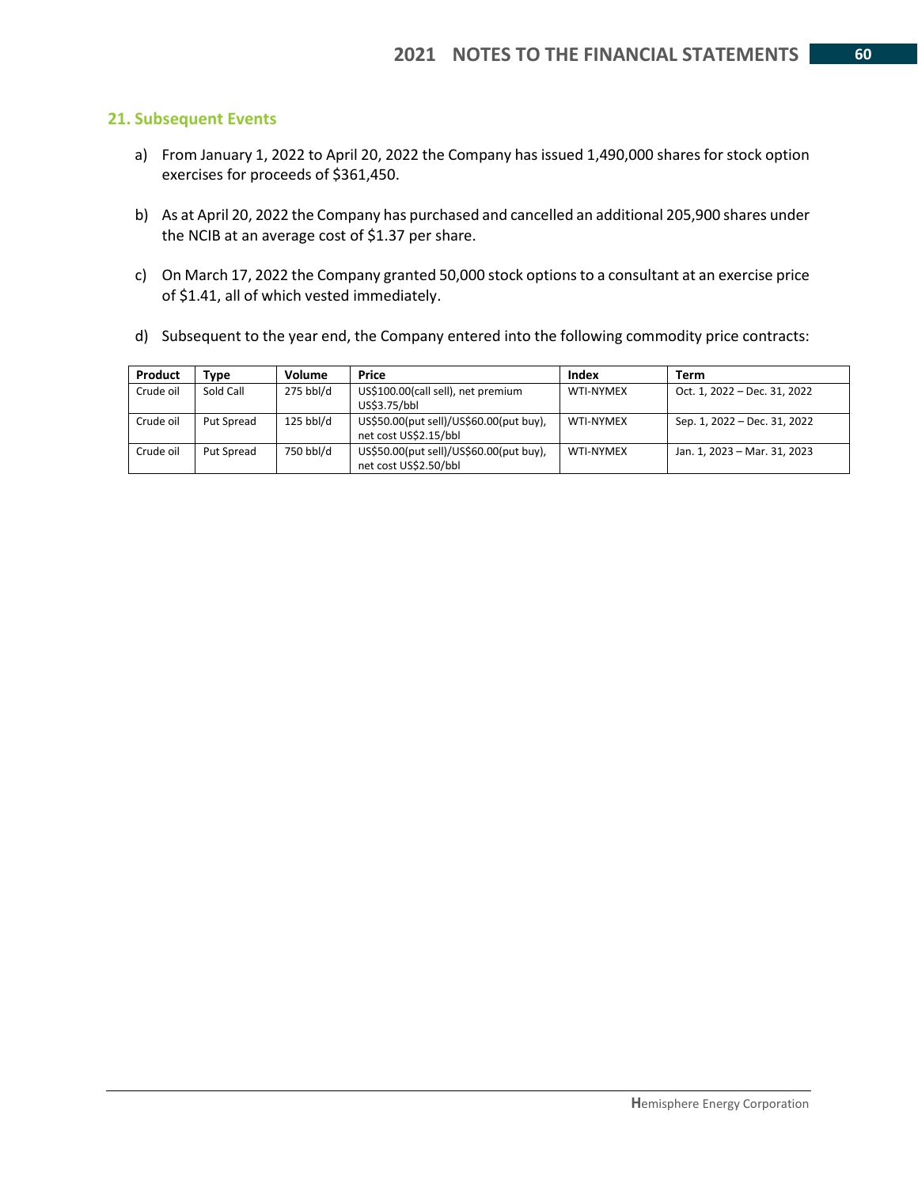## 21. Subsequent Events

a) From January 1, 2022 to April 20, 2022 the Company has issued 1,490,000 shares for stock option exercises for proceeds of $361,450.

b) As at April 20, 2022 the Company has purchased and cancelled an additional 205,900 shares under the NCIB at an average cost of $1.37 per share.

c) On March 17, 2022 the Company granted 50,000 stock options to a consultant at an exercise price of $1.41, all of which vested immediately.

d) Subsequent to the year end, the Company entered into the following commodity price contracts:

| Product | Type | Volume | Price | Index | Term |
|---|---|---|---|---|---|
| Crude oil | Sold Call | 275 bbl/d | US$100.00(call sell), net premium US$3.75/bbl | WTI-NYMEX | Oct. 1, 2022 – Dec. 31, 2022 |
| Crude oil | Put Spread | 125 bbl/d | US$50.00(put sell)/US$60.00(put buy), net cost US$2.15/bbl | WTI-NYMEX | Sep. 1, 2022 – Dec. 31, 2022 |
| Crude oil | Put Spread | 750 bbl/d | US$50.00(put sell)/US$60.00(put buy), net cost US$2.50/bbl | WTI-NYMEX | Jan. 1, 2023 – Mar. 31, 2023 |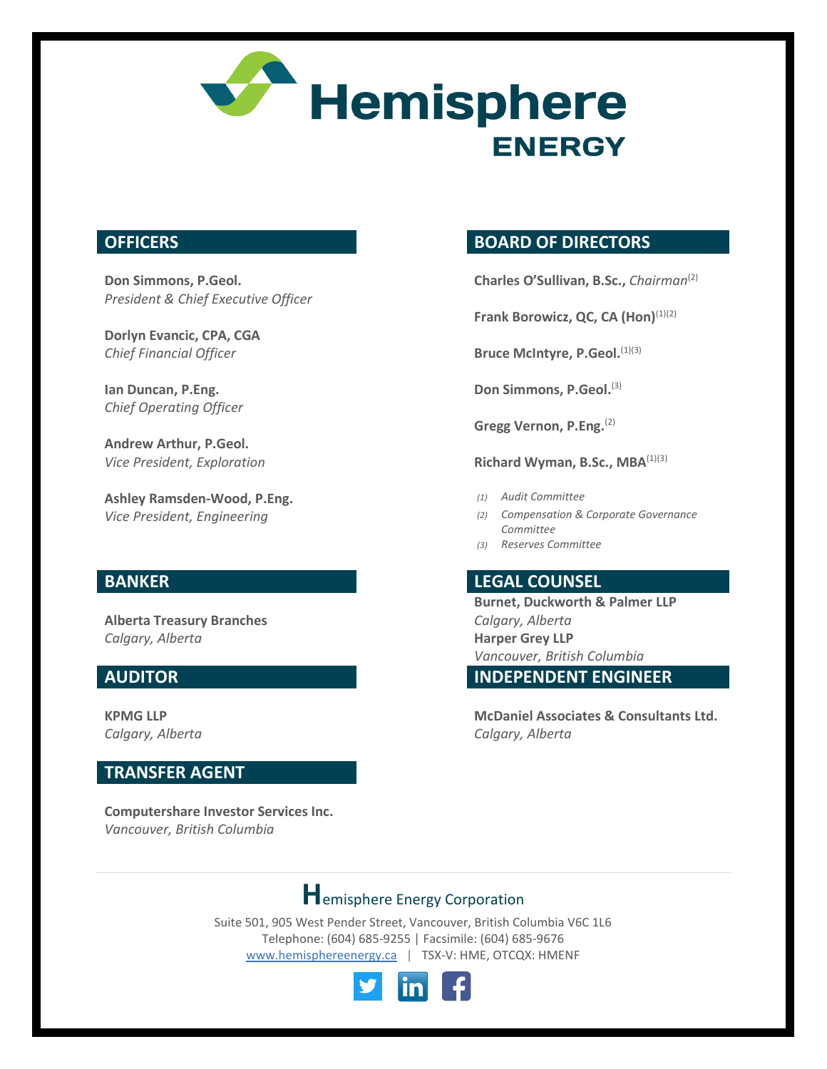# Hemisphere ENERGY

## OFFICERS

**Don Simmons, P.Geol.**
*President & Chief Executive Officer*

**Dorlyn Evancic, CPA, CGA**
*Chief Financial Officer*

**Ian Duncan, P.Eng.**
*Chief Operating Officer*

**Andrew Arthur, P.Geol.**
*Vice President, Exploration*

**Ashley Ramsden-Wood, P.Eng.**
*Vice President, Engineering*

## BANKER

**Alberta Treasury Branches**
*Calgary, Alberta*

## AUDITOR

**KPMG LLP**
*Calgary, Alberta*

## TRANSFER AGENT

**Computershare Investor Services Inc.**
*Vancouver, British Columbia*

## BOARD OF DIRECTORS

**Charles O'Sullivan, B.Sc.,** *Chairman*(2)

**Frank Borowicz, QC, CA (Hon)**(1)(2)

**Bruce McIntyre, P.Geol.**(1)(3)

**Don Simmons, P.Geol.**(3)

**Gregg Vernon, P.Eng.**(2)

**Richard Wyman, B.Sc., MBA**(1)(3)

*(1) Audit Committee*
*(2) Compensation & Corporate Governance Committee*
*(3) Reserves Committee*

## LEGAL COUNSEL

**Burnet, Duckworth & Palmer LLP**
*Calgary, Alberta*
**Harper Grey LLP**
*Vancouver, British Columbia*

## INDEPENDENT ENGINEER

**McDaniel Associates & Consultants Ltd.**
*Calgary, Alberta*

---

**Hemisphere Energy Corporation**

Suite 501, 905 West Pender Street, Vancouver, British Columbia V6C 1L6
Telephone: (604) 685-9255 | Facsimile: (604) 685-9676
www.hemisphereenergy.ca | TSX-V: HME, OTCQX: HMENF